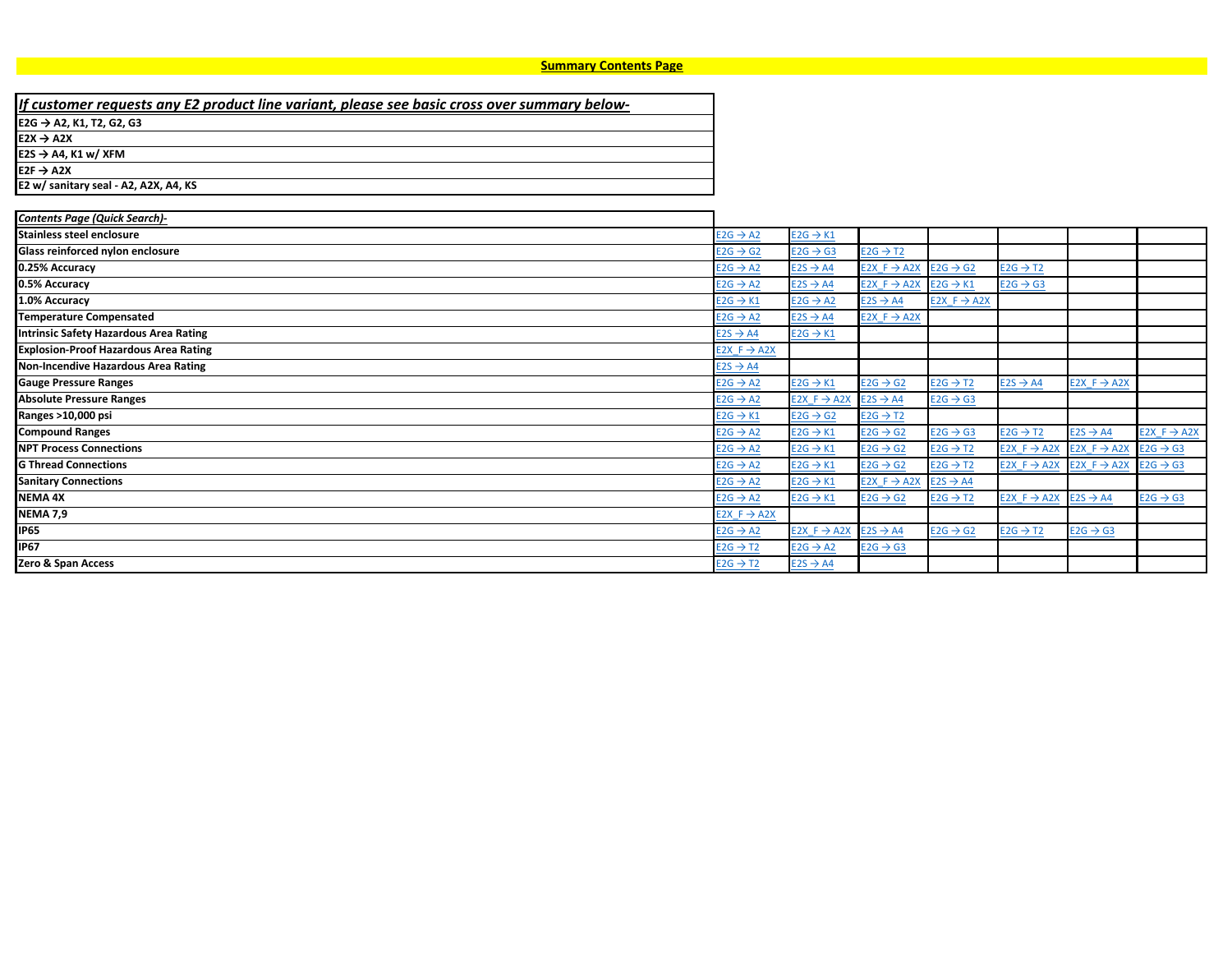# Summary Contents Page

| *If customer requests any E2 product line variant, please see basic cross over summary below-* |
|---|
| **E2G → A2, K1, T2, G2, G3** |
| **E2X → A2X** |
| **E2S → A4, K1 w/ XFM** |
| **E2F → A2X** |
| **E2 w/ sanitary seal - A2, A2X, A4, KS** |

| *Contents Page (Quick Search)-* | | | | | | | |
|---|---|---|---|---|---|---|---|
| **Stainless steel enclosure** | E2G → A2 | E2G → K1 | | | | | |
| **Glass reinforced nylon enclosure** | E2G → G2 | E2G → G3 | E2G → T2 | | | | |
| **0.25% Accuracy** | E2G → A2 | E2S → A4 | E2X_F → A2X | E2G → G2 | E2G → T2 | | |
| **0.5% Accuracy** | E2G → A2 | E2S → A4 | E2X_F → A2X | E2G → K1 | E2G → G3 | | |
| **1.0% Accuracy** | E2G → K1 | E2G → A2 | E2S → A4 | E2X_F → A2X | | | |
| **Temperature Compensated** | E2G → A2 | E2S → A4 | E2X_F → A2X | | | | |
| **Intrinsic Safety Hazardous Area Rating** | E2S → A4 | E2G → K1 | | | | | |
| **Explosion-Proof Hazardous Area Rating** | E2X_F → A2X | | | | | | |
| **Non-Incendive Hazardous Area Rating** | E2S → A4 | | | | | | |
| **Gauge Pressure Ranges** | E2G → A2 | E2G → K1 | E2G → G2 | E2G → T2 | E2S → A4 | E2X_F → A2X | |
| **Absolute Pressure Ranges** | E2G → A2 | E2X_F → A2X | E2S → A4 | E2G → G3 | | | |
| **Ranges >10,000 psi** | E2G → K1 | E2G → G2 | E2G → T2 | | | | |
| **Compound Ranges** | E2G → A2 | E2G → K1 | E2G → G2 | E2G → G3 | E2G → T2 | E2S → A4 | E2X_F → A2X |
| **NPT Process Connections** | E2G → A2 | E2G → K1 | E2G → G2 | E2G → T2 | E2X_F → A2X | E2X_F → A2X | E2G → G3 |
| **G Thread Connections** | E2G → A2 | E2G → K1 | E2G → G2 | E2G → T2 | E2X_F → A2X | E2X_F → A2X | E2G → G3 |
| **Sanitary Connections** | E2G → A2 | E2G → K1 | E2X_F → A2X | E2S → A4 | | | |
| **NEMA 4X** | E2G → A2 | E2G → K1 | E2G → G2 | E2G → T2 | E2X_F → A2X | E2S → A4 | E2G → G3 |
| **NEMA 7,9** | E2X_F → A2X | | | | | | |
| **IP65** | E2G → A2 | E2X_F → A2X | E2S → A4 | E2G → G2 | E2G → T2 | E2G → G3 | |
| **IP67** | E2G → T2 | E2G → A2 | E2G → G3 | | | | |
| **Zero & Span Access** | E2G → T2 | E2S → A4 | | | | | |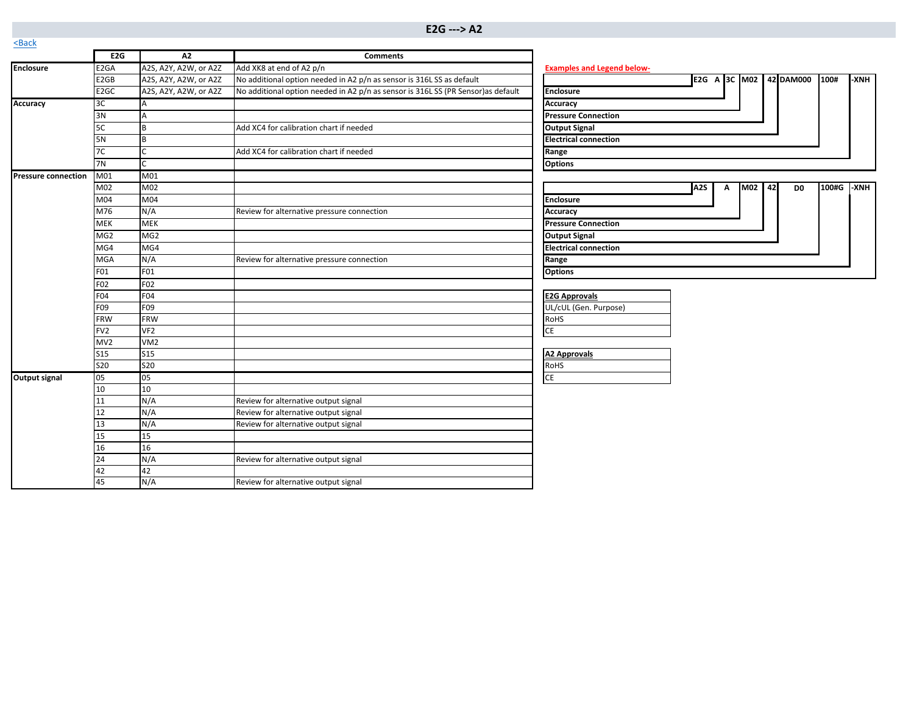# E2G ---> A2

<Back

| | E2G | A2 | Comments |
|---|---|---|---|
| **Enclosure** | E2GA | A2S, A2Y, A2W, or A2Z | Add XK8 at end of A2 p/n |
| | E2GB | A2S, A2Y, A2W, or A2Z | No additional option needed in A2 p/n as sensor is 316L SS as default |
| | E2GC | A2S, A2Y, A2W, or A2Z | No additional option needed in A2 p/n as sensor is 316L SS (PR Sensor)as default |
| **Accuracy** | 3C | A | |
| | 3N | A | |
| | 5C | B | Add XC4 for calibration chart if needed |
| | 5N | B | |
| | 7C | C | Add XC4 for calibration chart if needed |
| | 7N | C | |
| **Pressure connection** | M01 | M01 | |
| | M02 | M02 | |
| | M04 | M04 | |
| | M76 | N/A | Review for alternative pressure connection |
| | MEK | MEK | |
| | MG2 | MG2 | |
| | MG4 | MG4 | |
| | MGA | N/A | Review for alternative pressure connection |
| | F01 | F01 | |
| | F02 | F02 | |
| | F04 | F04 | |
| | F09 | F09 | |
| | FRW | FRW | |
| | FV2 | VF2 | |
| | MV2 | VM2 | |
| | S15 | S15 | |
| | S20 | S20 | |
| **Output signal** | 05 | 05 | |
| | 10 | 10 | |
| | 11 | N/A | Review for alternative output signal |
| | 12 | N/A | Review for alternative output signal |
| | 13 | N/A | Review for alternative output signal |
| | 15 | 15 | |
| | 16 | 16 | |
| | 24 | N/A | Review for alternative output signal |
| | 42 | 42 | |
| | 45 | N/A | Review for alternative output signal |

**Examples and Legend below-**

| | E2G | A | 3C | M02 | 42 | DAM000 | 100# | -XNH |
|---|---|---|---|---|---|---|---|---|
| **Enclosure** | | | | | | | | |
| **Accuracy** | | | | | | | | |
| **Pressure Connection** | | | | | | | | |
| **Output Signal** | | | | | | | | |
| **Electrical connection** | | | | | | | | |
| **Range** | | | | | | | | |
| **Options** | | | | | | | | |

| | A2S | A | M02 | 42 | D0 | 100#G | -XNH |
|---|---|---|---|---|---|---|---|
| **Enclosure** | | | | | | | |
| **Accuracy** | | | | | | | |
| **Pressure Connection** | | | | | | | |
| **Output Signal** | | | | | | | |
| **Electrical connection** | | | | | | | |
| **Range** | | | | | | | |
| **Options** | | | | | | | |

| E2G Approvals |
|---|
| UL/cUL (Gen. Purpose) |
| RoHS |
| CE |

| A2 Approvals |
|---|
| RoHS |
| CE |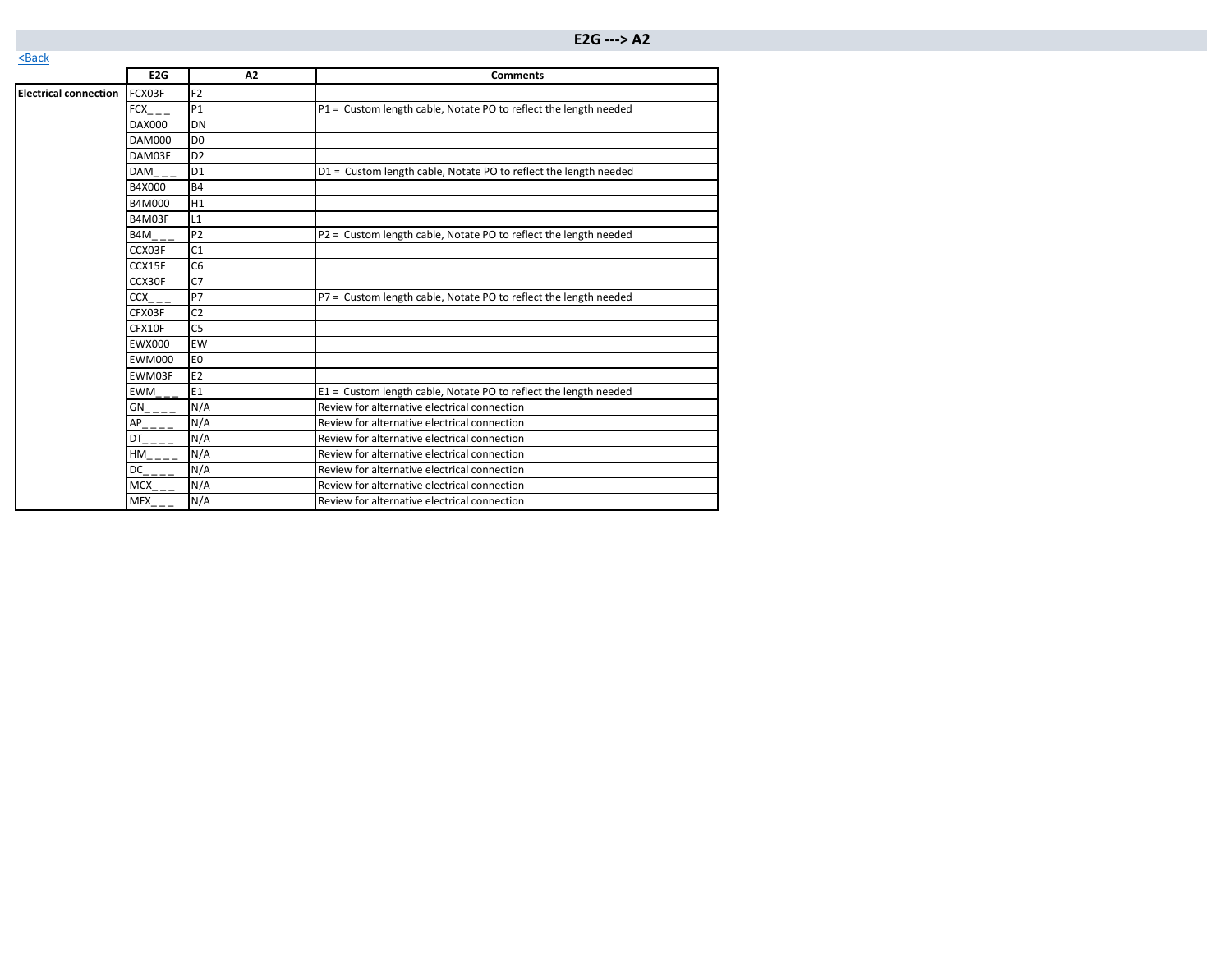# E2G ---> A2

<Back

|  | E2G | A2 | Comments |
|---|---|---|---|
| **Electrical connection** | FCX03F | F2 |  |
|  | FCX_ _ _ | P1 | P1 = Custom length cable, Notate PO to reflect the length needed |
|  | DAX000 | DN |  |
|  | DAM000 | D0 |  |
|  | DAM03F | D2 |  |
|  | DAM_ _ _ | D1 | D1 = Custom length cable, Notate PO to reflect the length needed |
|  | B4X000 | B4 |  |
|  | B4M000 | H1 |  |
|  | B4M03F | L1 |  |
|  | B4M_ _ _ | P2 | P2 = Custom length cable, Notate PO to reflect the length needed |
|  | CCX03F | C1 |  |
|  | CCX15F | C6 |  |
|  | CCX30F | C7 |  |
|  | CCX_ _ _ | P7 | P7 = Custom length cable, Notate PO to reflect the length needed |
|  | CFX03F | C2 |  |
|  | CFX10F | C5 |  |
|  | EWX000 | EW |  |
|  | EWM000 | E0 |  |
|  | EWM03F | E2 |  |
|  | EWM_ _ _ | E1 | E1 = Custom length cable, Notate PO to reflect the length needed |
|  | GN_ _ _ _ | N/A | Review for alternative electrical connection |
|  | AP_ _ _ _ | N/A | Review for alternative electrical connection |
|  | DT_ _ _ _ | N/A | Review for alternative electrical connection |
|  | HM_ _ _ _ | N/A | Review for alternative electrical connection |
|  | DC_ _ _ _ | N/A | Review for alternative electrical connection |
|  | MCX_ _ _ | N/A | Review for alternative electrical connection |
|  | MFX_ _ _ | N/A | Review for alternative electrical connection |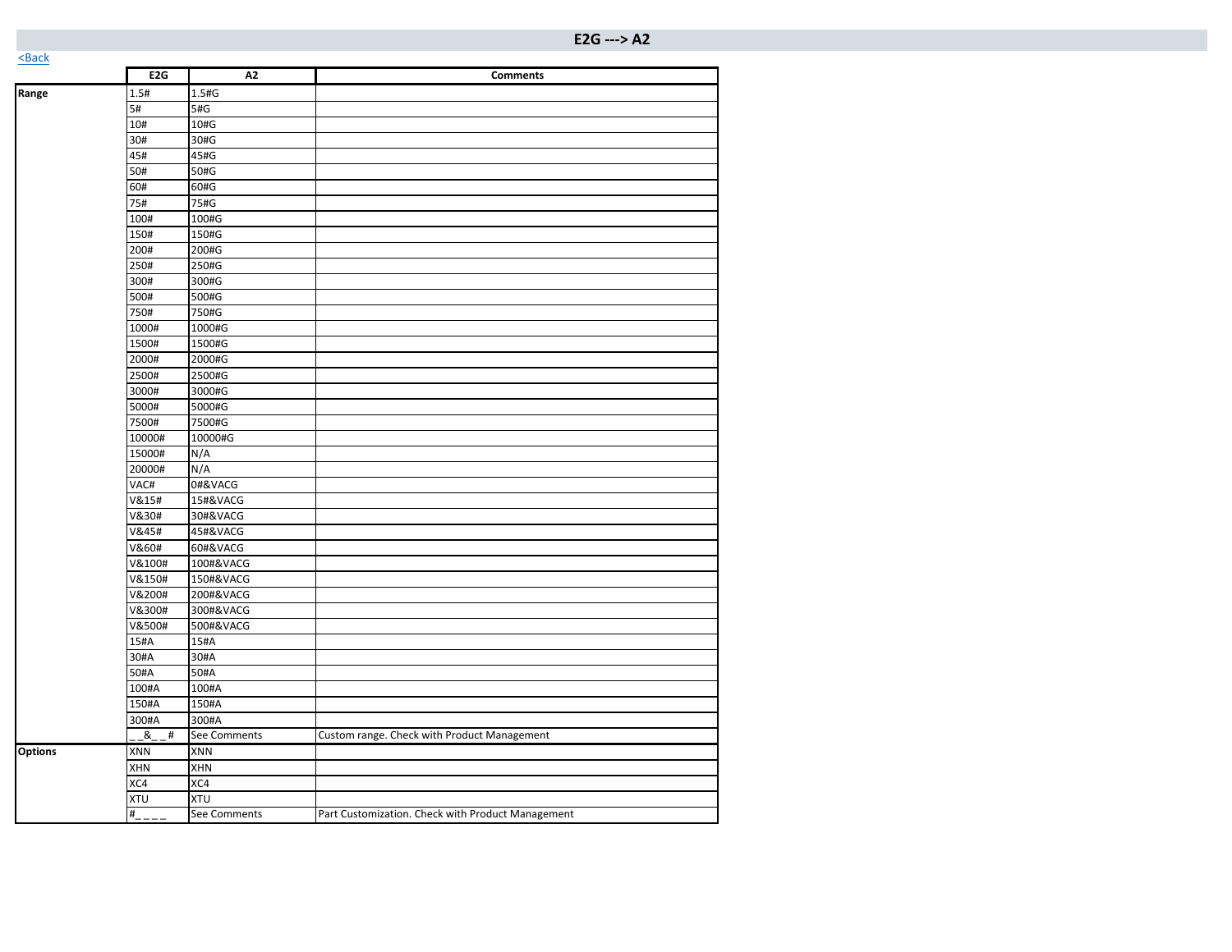## E2G ---> A2

<Back

| | E2G | A2 | Comments |
|---|---|---|---|
| Range | 1.5# | 1.5#G | |
| | 5# | 5#G | |
| | 10# | 10#G | |
| | 30# | 30#G | |
| | 45# | 45#G | |
| | 50# | 50#G | |
| | 60# | 60#G | |
| | 75# | 75#G | |
| | 100# | 100#G | |
| | 150# | 150#G | |
| | 200# | 200#G | |
| | 250# | 250#G | |
| | 300# | 300#G | |
| | 500# | 500#G | |
| | 750# | 750#G | |
| | 1000# | 1000#G | |
| | 1500# | 1500#G | |
| | 2000# | 2000#G | |
| | 2500# | 2500#G | |
| | 3000# | 3000#G | |
| | 5000# | 5000#G | |
| | 7500# | 7500#G | |
| | 10000# | 10000#G | |
| | 15000# | N/A | |
| | 20000# | N/A | |
| | VAC# | 0#&VACG | |
| | V&15# | 15#&VACG | |
| | V&30# | 30#&VACG | |
| | V&45# | 45#&VACG | |
| | V&60# | 60#&VACG | |
| | V&100# | 100#&VACG | |
| | V&150# | 150#&VACG | |
| | V&200# | 200#&VACG | |
| | V&300# | 300#&VACG | |
| | V&500# | 500#&VACG | |
| | 15#A | 15#A | |
| | 30#A | 30#A | |
| | 50#A | 50#A | |
| | 100#A | 100#A | |
| | 150#A | 150#A | |
| | 300#A | 300#A | |
| | _ _&_ _# | See Comments | Custom range. Check with Product Management |
| Options | XNN | XNN | |
| | XHN | XHN | |
| | XC4 | XC4 | |
| | XTU | XTU | |
| | #_ _ _ _ | See Comments | Part Customization. Check with Product Management |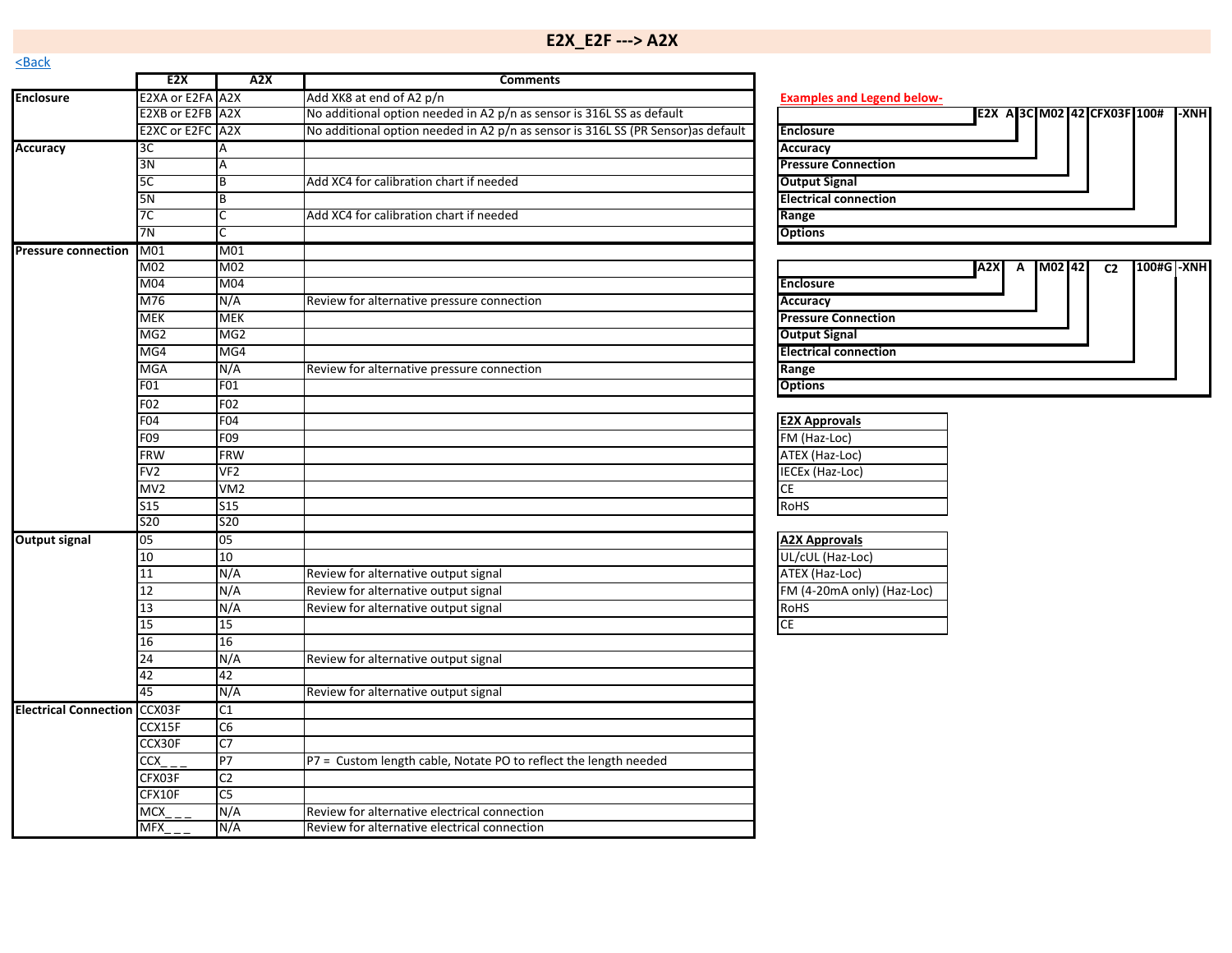# E2X_E2F ---> A2X

<Back

| | E2X | A2X | Comments |
|---|---|---|---|
| **Enclosure** | E2XA or E2FA | A2X | Add XK8 at end of A2 p/n |
| | E2XB or E2FB | A2X | No additional option needed in A2 p/n as sensor is 316L SS as default |
| | E2XC or E2FC | A2X | No additional option needed in A2 p/n as sensor is 316L SS (PR Sensor)as default |
| **Accuracy** | 3C | A | |
| | 3N | A | |
| | 5C | B | Add XC4 for calibration chart if needed |
| | 5N | B | |
| | 7C | C | Add XC4 for calibration chart if needed |
| | 7N | C | |
| **Pressure connection** | M01 | M01 | |
| | M02 | M02 | |
| | M04 | M04 | |
| | M76 | N/A | Review for alternative pressure connection |
| | MEK | MEK | |
| | MG2 | MG2 | |
| | MG4 | MG4 | |
| | MGA | N/A | Review for alternative pressure connection |
| | F01 | F01 | |
| | F02 | F02 | |
| | F04 | F04 | |
| | F09 | F09 | |
| | FRW | FRW | |
| | FV2 | VF2 | |
| | MV2 | VM2 | |
| | S15 | S15 | |
| | S20 | S20 | |
| **Output signal** | 05 | 05 | |
| | 10 | 10 | |
| | 11 | N/A | Review for alternative output signal |
| | 12 | N/A | Review for alternative output signal |
| | 13 | N/A | Review for alternative output signal |
| | 15 | 15 | |
| | 16 | 16 | |
| | 24 | N/A | Review for alternative output signal |
| | 42 | 42 | |
| | 45 | N/A | Review for alternative output signal |
| **Electrical Connection** | CCX03F | C1 | |
| | CCX15F | C6 | |
| | CCX30F | C7 | |
| | CCX_ _ _ | P7 | P7 = Custom length cable, Notate PO to reflect the length needed |
| | CFX03F | C2 | |
| | CFX10F | C5 | |
| | MCX_ _ _ | N/A | Review for alternative electrical connection |
| | MFX_ _ _ | N/A | Review for alternative electrical connection |

**Examples and Legend below-**

| | E2X | A | 3C | M02 | 42 | CFX03F | 100# | -XNH |
|---|---|---|---|---|---|---|---|---|
| Enclosure | | | | | | | | |
| Accuracy | | | | | | | | |
| Pressure Connection | | | | | | | | |
| Output Signal | | | | | | | | |
| Electrical connection | | | | | | | | |
| Range | | | | | | | | |
| Options | | | | | | | | |

| | A2X | A | M02 | 42 | C2 | 100#G | -XNH |
|---|---|---|---|---|---|---|---|
| Enclosure | | | | | | | |
| Accuracy | | | | | | | |
| Pressure Connection | | | | | | | |
| Output Signal | | | | | | | |
| Electrical connection | | | | | | | |
| Range | | | | | | | |
| Options | | | | | | | |

| E2X Approvals |
|---|
| FM (Haz-Loc) |
| ATEX (Haz-Loc) |
| IECEx (Haz-Loc) |
| CE |
| RoHS |

| A2X Approvals |
|---|
| UL/cUL (Haz-Loc) |
| ATEX (Haz-Loc) |
| FM (4-20mA only) (Haz-Loc) |
| RoHS |
| CE |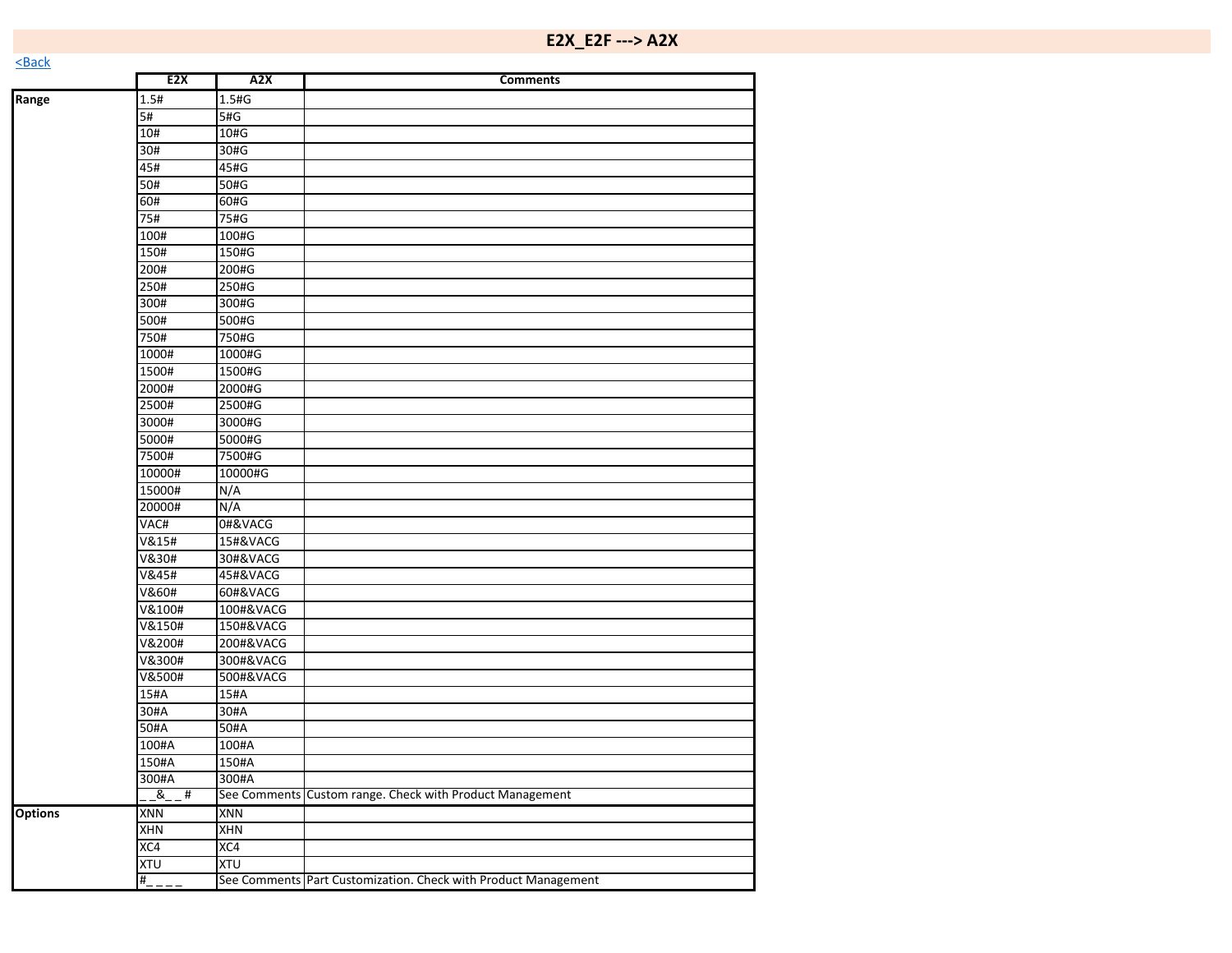# E2X_E2F ---> A2X

<Back

| | E2X | A2X | Comments |
|---|---|---|---|
| **Range** | 1.5# | 1.5#G | |
| | 5# | 5#G | |
| | 10# | 10#G | |
| | 30# | 30#G | |
| | 45# | 45#G | |
| | 50# | 50#G | |
| | 60# | 60#G | |
| | 75# | 75#G | |
| | 100# | 100#G | |
| | 150# | 150#G | |
| | 200# | 200#G | |
| | 250# | 250#G | |
| | 300# | 300#G | |
| | 500# | 500#G | |
| | 750# | 750#G | |
| | 1000# | 1000#G | |
| | 1500# | 1500#G | |
| | 2000# | 2000#G | |
| | 2500# | 2500#G | |
| | 3000# | 3000#G | |
| | 5000# | 5000#G | |
| | 7500# | 7500#G | |
| | 10000# | 10000#G | |
| | 15000# | N/A | |
| | 20000# | N/A | |
| | VAC# | 0#&VACG | |
| | V&15# | 15#&VACG | |
| | V&30# | 30#&VACG | |
| | V&45# | 45#&VACG | |
| | V&60# | 60#&VACG | |
| | V&100# | 100#&VACG | |
| | V&150# | 150#&VACG | |
| | V&200# | 200#&VACG | |
| | V&300# | 300#&VACG | |
| | V&500# | 500#&VACG | |
| | 15#A | 15#A | |
| | 30#A | 30#A | |
| | 50#A | 50#A | |
| | 100#A | 100#A | |
| | 150#A | 150#A | |
| | 300#A | 300#A | |
| | _ _&_ _ # | See Comments | Custom range. Check with Product Management |
| **Options** | XNN | XNN | |
| | XHN | XHN | |
| | XC4 | XC4 | |
| | XTU | XTU | |
| | #_ _ _ _ | See Comments | Part Customization. Check with Product Management |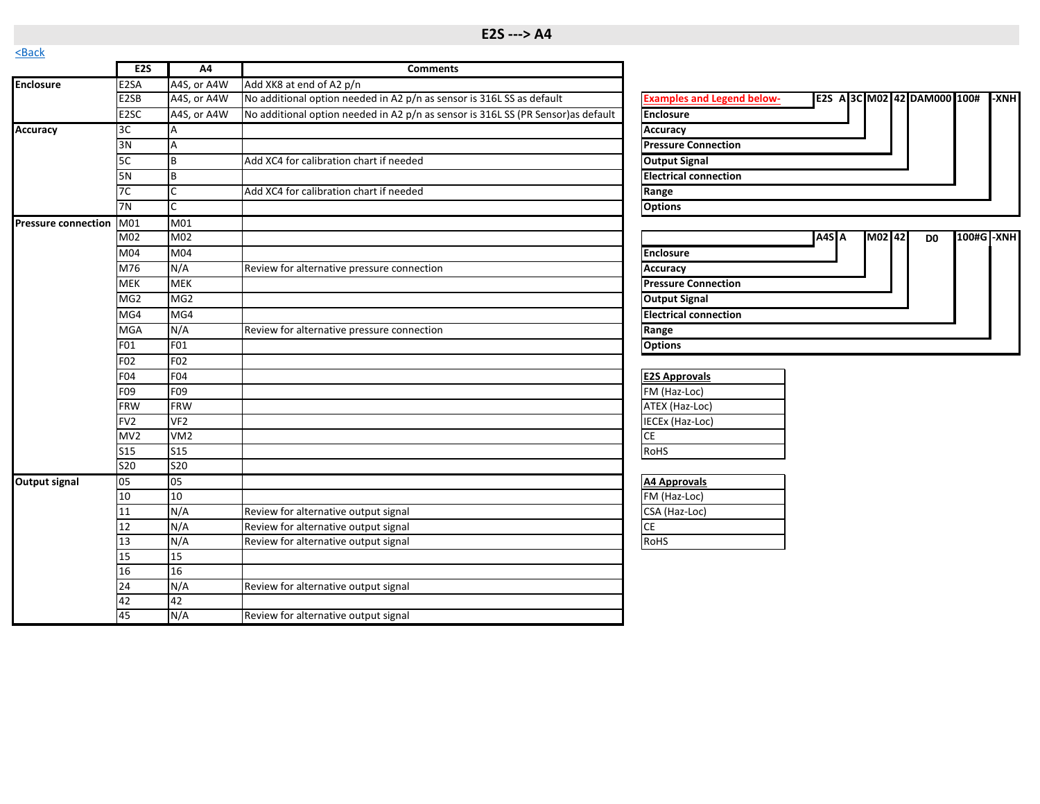# E2S ---> A4

<Back

| | E2S | A4 | Comments |
|---|---|---|---|
| **Enclosure** | E2SA | A4S, or A4W | Add XK8 at end of A2 p/n |
| | E2SB | A4S, or A4W | No additional option needed in A2 p/n as sensor is 316L SS as default |
| | E2SC | A4S, or A4W | No additional option needed in A2 p/n as sensor is 316L SS (PR Sensor)as default |
| **Accuracy** | 3C | A | |
| | 3N | A | |
| | 5C | B | Add XC4 for calibration chart if needed |
| | 5N | B | |
| | 7C | C | Add XC4 for calibration chart if needed |
| | 7N | C | |
| **Pressure connection** | M01 | M01 | |
| | M02 | M02 | |
| | M04 | M04 | |
| | M76 | N/A | Review for alternative pressure connection |
| | MEK | MEK | |
| | MG2 | MG2 | |
| | MG4 | MG4 | |
| | MGA | N/A | Review for alternative pressure connection |
| | F01 | F01 | |
| | F02 | F02 | |
| | F04 | F04 | |
| | F09 | F09 | |
| | FRW | FRW | |
| | FV2 | VF2 | |
| | MV2 | VM2 | |
| | S15 | S15 | |
| | S20 | S20 | |
| **Output signal** | 05 | 05 | |
| | 10 | 10 | |
| | 11 | N/A | Review for alternative output signal |
| | 12 | N/A | Review for alternative output signal |
| | 13 | N/A | Review for alternative output signal |
| | 15 | 15 | |
| | 16 | 16 | |
| | 24 | N/A | Review for alternative output signal |
| | 42 | 42 | |
| | 45 | N/A | Review for alternative output signal |

**Examples and Legend below-**

E2S A 3C M02 42 DAM000 100# -XNH

- **Enclosure**: E2S A
- **Accuracy**: 3C
- **Pressure Connection**: M02
- **Output Signal**: 42
- **Electrical connection**: DAM000
- **Range**: 100#
- **Options**: -XNH

A4S A M02 42 D0 100#G -XNH

- **Enclosure**: A4S
- **Accuracy**: A
- **Pressure Connection**: M02
- **Output Signal**: 42
- **Electrical connection**: D0
- **Range**: 100#G
- **Options**: -XNH

| E2S Approvals |
|---|
| FM (Haz-Loc) |
| ATEX (Haz-Loc) |
| IECEx (Haz-Loc) |
| CE |
| RoHS |

| A4 Approvals |
|---|
| FM (Haz-Loc) |
| CSA (Haz-Loc) |
| CE |
| RoHS |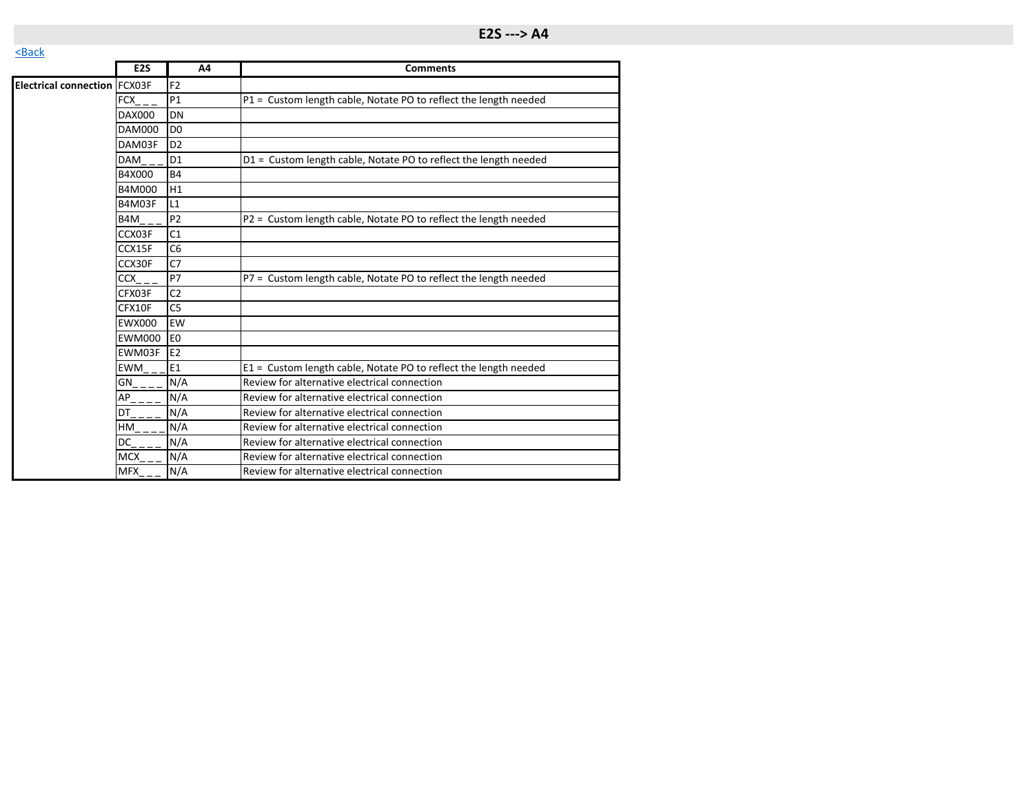# E2S ---> A4

<Back

| | E2S | A4 | Comments |
|---|---|---|---|
| **Electrical connection** | FCX03F | F2 | |
| | FCX_ _ _ | P1 | P1 = Custom length cable, Notate PO to reflect the length needed |
| | DAX000 | DN | |
| | DAM000 | D0 | |
| | DAM03F | D2 | |
| | DAM_ _ _ | D1 | D1 = Custom length cable, Notate PO to reflect the length needed |
| | B4X000 | B4 | |
| | B4M000 | H1 | |
| | B4M03F | L1 | |
| | B4M_ _ _ | P2 | P2 = Custom length cable, Notate PO to reflect the length needed |
| | CCX03F | C1 | |
| | CCX15F | C6 | |
| | CCX30F | C7 | |
| | CCX_ _ _ | P7 | P7 = Custom length cable, Notate PO to reflect the length needed |
| | CFX03F | C2 | |
| | CFX10F | C5 | |
| | EWX000 | EW | |
| | EWM000 | E0 | |
| | EWM03F | E2 | |
| | EWM_ _ _ | E1 | E1 = Custom length cable, Notate PO to reflect the length needed |
| | GN_ _ _ _ | N/A | Review for alternative electrical connection |
| | AP_ _ _ _ | N/A | Review for alternative electrical connection |
| | DT_ _ _ _ | N/A | Review for alternative electrical connection |
| | HM_ _ _ _ | N/A | Review for alternative electrical connection |
| | DC_ _ _ _ | N/A | Review for alternative electrical connection |
| | MCX_ _ _ | N/A | Review for alternative electrical connection |
| | MFX_ _ _ | N/A | Review for alternative electrical connection |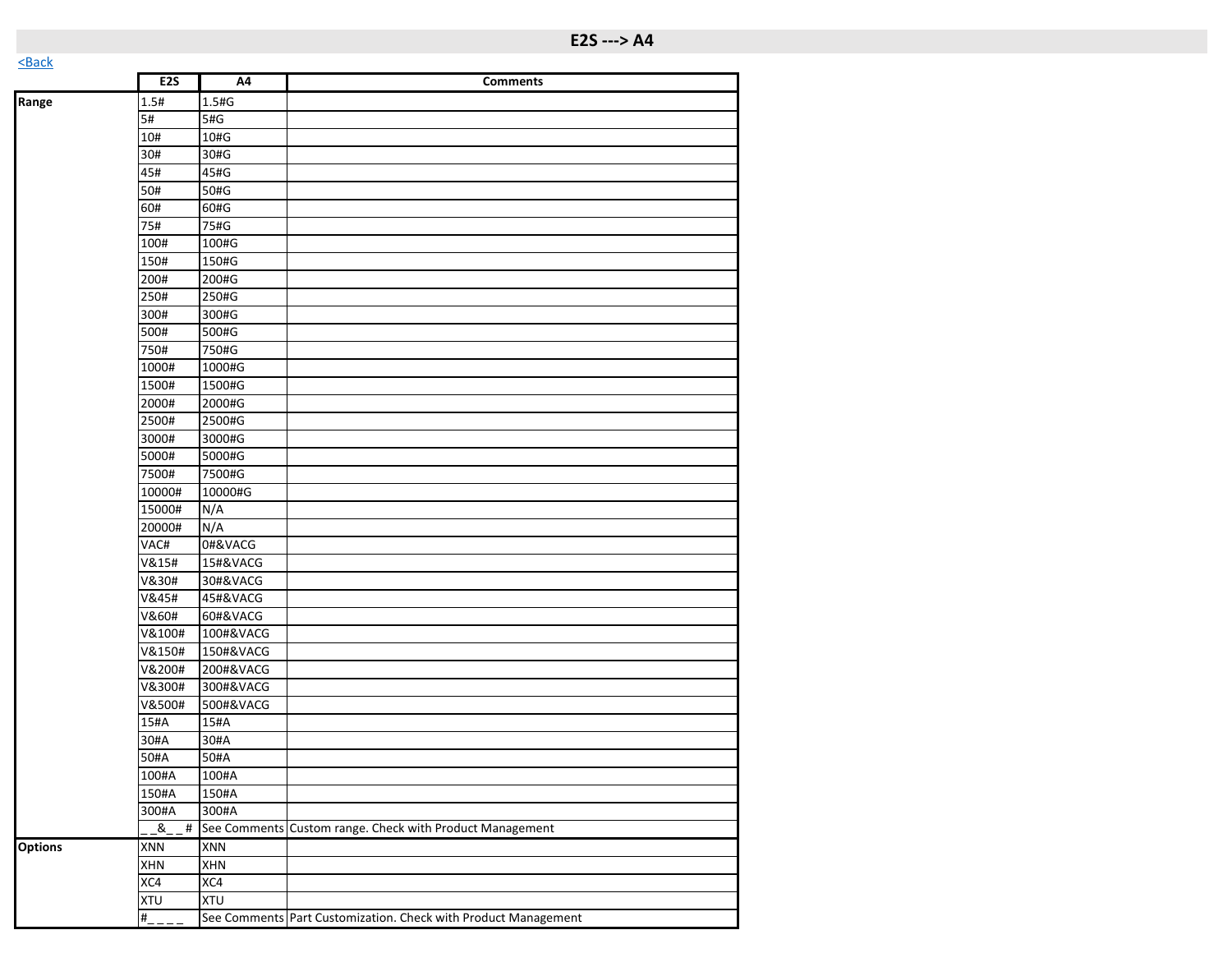# E2S ---> A4

<Back

| | E2S | A4 | Comments |
|---|---|---|---|
| **Range** | 1.5# | 1.5#G | |
| | 5# | 5#G | |
| | 10# | 10#G | |
| | 30# | 30#G | |
| | 45# | 45#G | |
| | 50# | 50#G | |
| | 60# | 60#G | |
| | 75# | 75#G | |
| | 100# | 100#G | |
| | 150# | 150#G | |
| | 200# | 200#G | |
| | 250# | 250#G | |
| | 300# | 300#G | |
| | 500# | 500#G | |
| | 750# | 750#G | |
| | 1000# | 1000#G | |
| | 1500# | 1500#G | |
| | 2000# | 2000#G | |
| | 2500# | 2500#G | |
| | 3000# | 3000#G | |
| | 5000# | 5000#G | |
| | 7500# | 7500#G | |
| | 10000# | 10000#G | |
| | 15000# | N/A | |
| | 20000# | N/A | |
| | VAC# | 0#&VACG | |
| | V&15# | 15#&VACG | |
| | V&30# | 30#&VACG | |
| | V&45# | 45#&VACG | |
| | V&60# | 60#&VACG | |
| | V&100# | 100#&VACG | |
| | V&150# | 150#&VACG | |
| | V&200# | 200#&VACG | |
| | V&300# | 300#&VACG | |
| | V&500# | 500#&VACG | |
| | 15#A | 15#A | |
| | 30#A | 30#A | |
| | 50#A | 50#A | |
| | 100#A | 100#A | |
| | 150#A | 150#A | |
| | 300#A | 300#A | |
| | _ _&_ _# | See Comments | Custom range. Check with Product Management |
| **Options** | XNN | XNN | |
| | XHN | XHN | |
| | XC4 | XC4 | |
| | XTU | XTU | |
| | #_ _ _ _ | See Comments | Part Customization. Check with Product Management |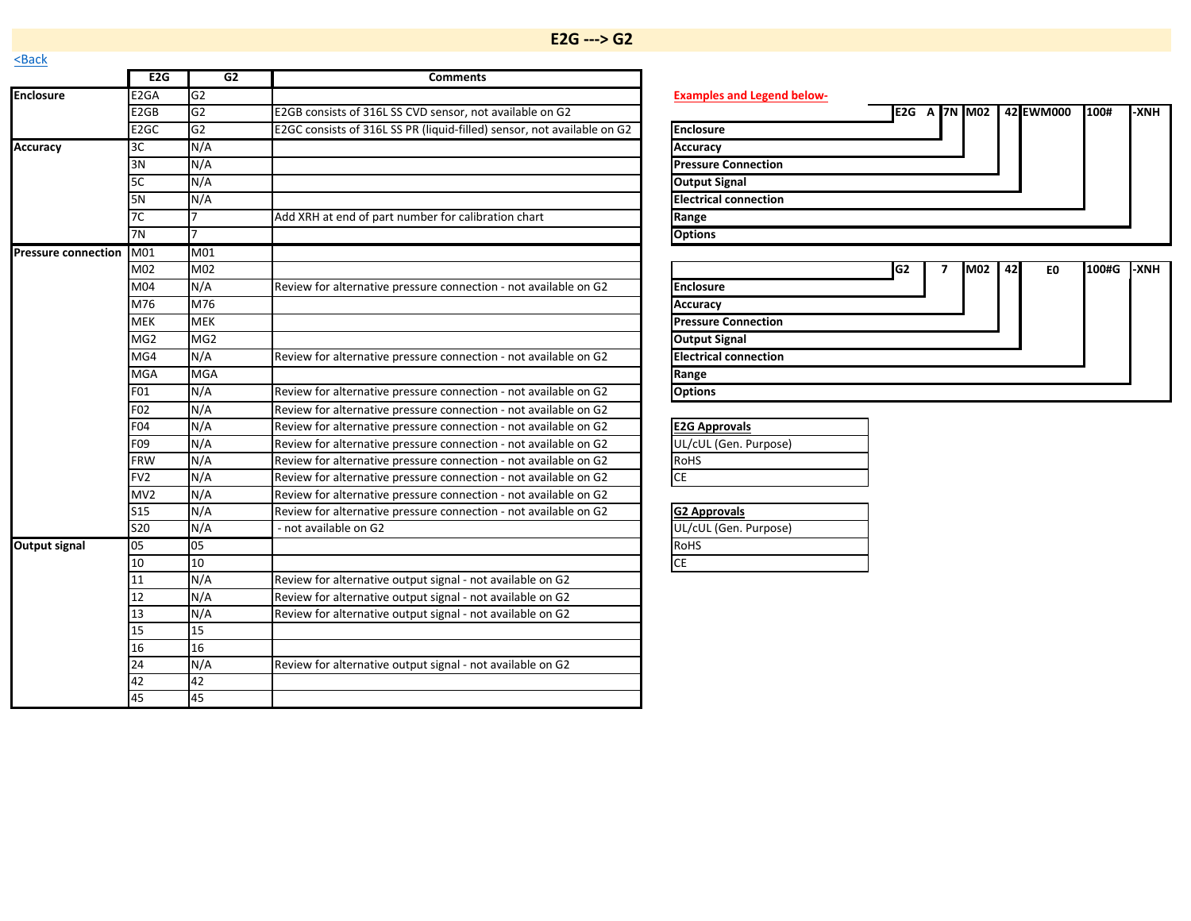# E2G ---> G2

<Back

| | E2G | G2 | Comments |
|---|---|---|---|
| **Enclosure** | E2GA | G2 | |
| | E2GB | G2 | E2GB consists of 316L SS CVD sensor, not available on G2 |
| | E2GC | G2 | E2GC consists of 316L SS PR (liquid-filled) sensor, not available on G2 |
| **Accuracy** | 3C | N/A | |
| | 3N | N/A | |
| | 5C | N/A | |
| | 5N | N/A | |
| | 7C | 7 | Add XRH at end of part number for calibration chart |
| | 7N | 7 | |
| **Pressure connection** | M01 | M01 | |
| | M02 | M02 | |
| | M04 | N/A | Review for alternative pressure connection - not available on G2 |
| | M76 | M76 | |
| | MEK | MEK | |
| | MG2 | MG2 | |
| | MG4 | N/A | Review for alternative pressure connection - not available on G2 |
| | MGA | MGA | |
| | F01 | N/A | Review for alternative pressure connection - not available on G2 |
| | F02 | N/A | Review for alternative pressure connection - not available on G2 |
| | F04 | N/A | Review for alternative pressure connection - not available on G2 |
| | F09 | N/A | Review for alternative pressure connection - not available on G2 |
| | FRW | N/A | Review for alternative pressure connection - not available on G2 |
| | FV2 | N/A | Review for alternative pressure connection - not available on G2 |
| | MV2 | N/A | Review for alternative pressure connection - not available on G2 |
| | S15 | N/A | Review for alternative pressure connection - not available on G2 |
| | S20 | N/A | - not available on G2 |
| **Output signal** | 05 | 05 | |
| | 10 | 10 | |
| | 11 | N/A | Review for alternative output signal - not available on G2 |
| | 12 | N/A | Review for alternative output signal - not available on G2 |
| | 13 | N/A | Review for alternative output signal - not available on G2 |
| | 15 | 15 | |
| | 16 | 16 | |
| | 24 | N/A | Review for alternative output signal - not available on G2 |
| | 42 | 42 | |
| | 45 | 45 | |

**Examples and Legend below-**

| E2G | A | 7N | M02 | 42 | EWM000 | 100# | -XNH |
|---|---|---|---|---|---|---|---|
| Enclosure | Accuracy | Pressure Connection | Output Signal | Electrical connection | Range | Options | |

| G2 | 7 | M02 | 42 | E0 | 100#G | -XNH |
|---|---|---|---|---|---|---|
| Enclosure | Accuracy | Pressure Connection | Output Signal | Electrical connection | Range | Options |

| **E2G Approvals** |
|---|
| UL/cUL (Gen. Purpose) |
| RoHS |
| CE |

| **G2 Approvals** |
|---|
| UL/cUL (Gen. Purpose) |
| RoHS |
| CE |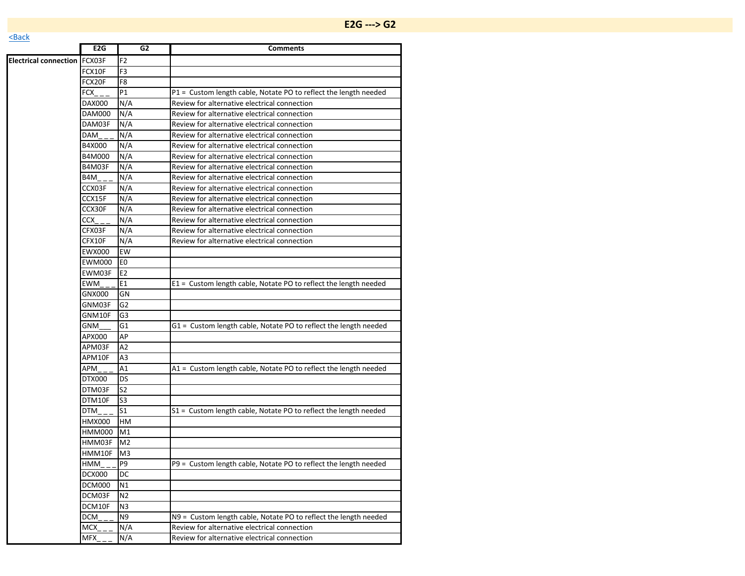## E2G ---> G2

<Back

| | E2G | G2 | Comments |
|---|---|---|---|
| **Electrical connection** | FCX03F | F2 | |
| | FCX10F | F3 | |
| | FCX20F | F8 | |
| | FCX_ _ _ | P1 | P1 = Custom length cable, Notate PO to reflect the length needed |
| | DAX000 | N/A | Review for alternative electrical connection |
| | DAM000 | N/A | Review for alternative electrical connection |
| | DAM03F | N/A | Review for alternative electrical connection |
| | DAM_ _ _ | N/A | Review for alternative electrical connection |
| | B4X000 | N/A | Review for alternative electrical connection |
| | B4M000 | N/A | Review for alternative electrical connection |
| | B4M03F | N/A | Review for alternative electrical connection |
| | B4M_ _ _ | N/A | Review for alternative electrical connection |
| | CCX03F | N/A | Review for alternative electrical connection |
| | CCX15F | N/A | Review for alternative electrical connection |
| | CCX30F | N/A | Review for alternative electrical connection |
| | CCX_ _ _ | N/A | Review for alternative electrical connection |
| | CFX03F | N/A | Review for alternative electrical connection |
| | CFX10F | N/A | Review for alternative electrical connection |
| | EWX000 | EW | |
| | EWM000 | E0 | |
| | EWM03F | E2 | |
| | EWM_ _ _ | E1 | E1 = Custom length cable, Notate PO to reflect the length needed |
| | GNX000 | GN | |
| | GNM03F | G2 | |
| | GNM10F | G3 | |
| | GNM___ | G1 | G1 = Custom length cable, Notate PO to reflect the length needed |
| | APX000 | AP | |
| | APM03F | A2 | |
| | APM10F | A3 | |
| | APM_ _ _ | A1 | A1 = Custom length cable, Notate PO to reflect the length needed |
| | DTX000 | DS | |
| | DTM03F | S2 | |
| | DTM10F | S3 | |
| | DTM_ _ _ | S1 | S1 = Custom length cable, Notate PO to reflect the length needed |
| | HMX000 | HM | |
| | HMM000 | M1 | |
| | HMM03F | M2 | |
| | HMM10F | M3 | |
| | HMM_ _ _ | P9 | P9 = Custom length cable, Notate PO to reflect the length needed |
| | DCX000 | DC | |
| | DCM000 | N1 | |
| | DCM03F | N2 | |
| | DCM10F | N3 | |
| | DCM_ _ _ | N9 | N9 = Custom length cable, Notate PO to reflect the length needed |
| | MCX_ _ _ | N/A | Review for alternative electrical connection |
| | MFX_ _ _ | N/A | Review for alternative electrical connection |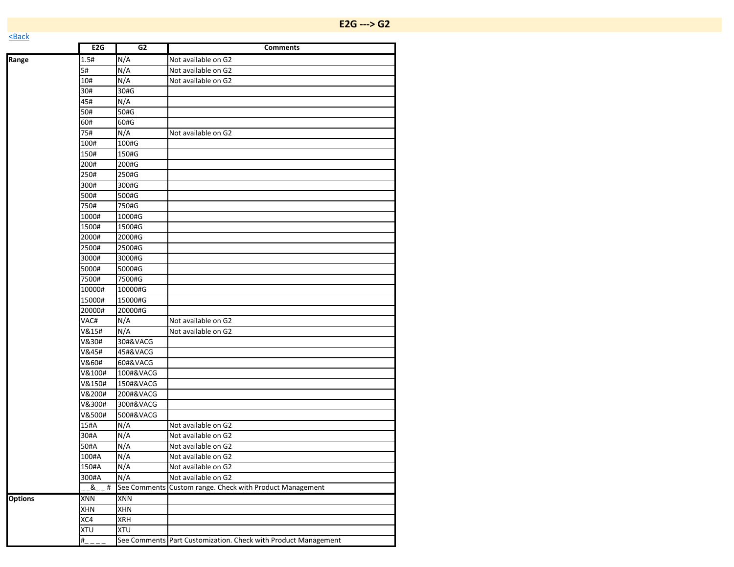# E2G ---> G2

<Back

| | E2G | G2 | Comments |
|---|---|---|---|
| **Range** | 1.5# | N/A | Not available on G2 |
| | 5# | N/A | Not available on G2 |
| | 10# | N/A | Not available on G2 |
| | 30# | 30#G | |
| | 45# | N/A | |
| | 50# | 50#G | |
| | 60# | 60#G | |
| | 75# | N/A | Not available on G2 |
| | 100# | 100#G | |
| | 150# | 150#G | |
| | 200# | 200#G | |
| | 250# | 250#G | |
| | 300# | 300#G | |
| | 500# | 500#G | |
| | 750# | 750#G | |
| | 1000# | 1000#G | |
| | 1500# | 1500#G | |
| | 2000# | 2000#G | |
| | 2500# | 2500#G | |
| | 3000# | 3000#G | |
| | 5000# | 5000#G | |
| | 7500# | 7500#G | |
| | 10000# | 10000#G | |
| | 15000# | 15000#G | |
| | 20000# | 20000#G | |
| | VAC# | N/A | Not available on G2 |
| | V&15# | N/A | Not available on G2 |
| | V&30# | 30#&VACG | |
| | V&45# | 45#&VACG | |
| | V&60# | 60#&VACG | |
| | V&100# | 100#&VACG | |
| | V&150# | 150#&VACG | |
| | V&200# | 200#&VACG | |
| | V&300# | 300#&VACG | |
| | V&500# | 500#&VACG | |
| | 15#A | N/A | Not available on G2 |
| | 30#A | N/A | Not available on G2 |
| | 50#A | N/A | Not available on G2 |
| | 100#A | N/A | Not available on G2 |
| | 150#A | N/A | Not available on G2 |
| | 300#A | N/A | Not available on G2 |
| | _ _&_ _# | See Comments | Custom range. Check with Product Management |
| **Options** | XNN | XNN | |
| | XHN | XHN | |
| | XC4 | XRH | |
| | XTU | XTU | |
| | #_ _ _ _ | See Comments | Part Customization. Check with Product Management |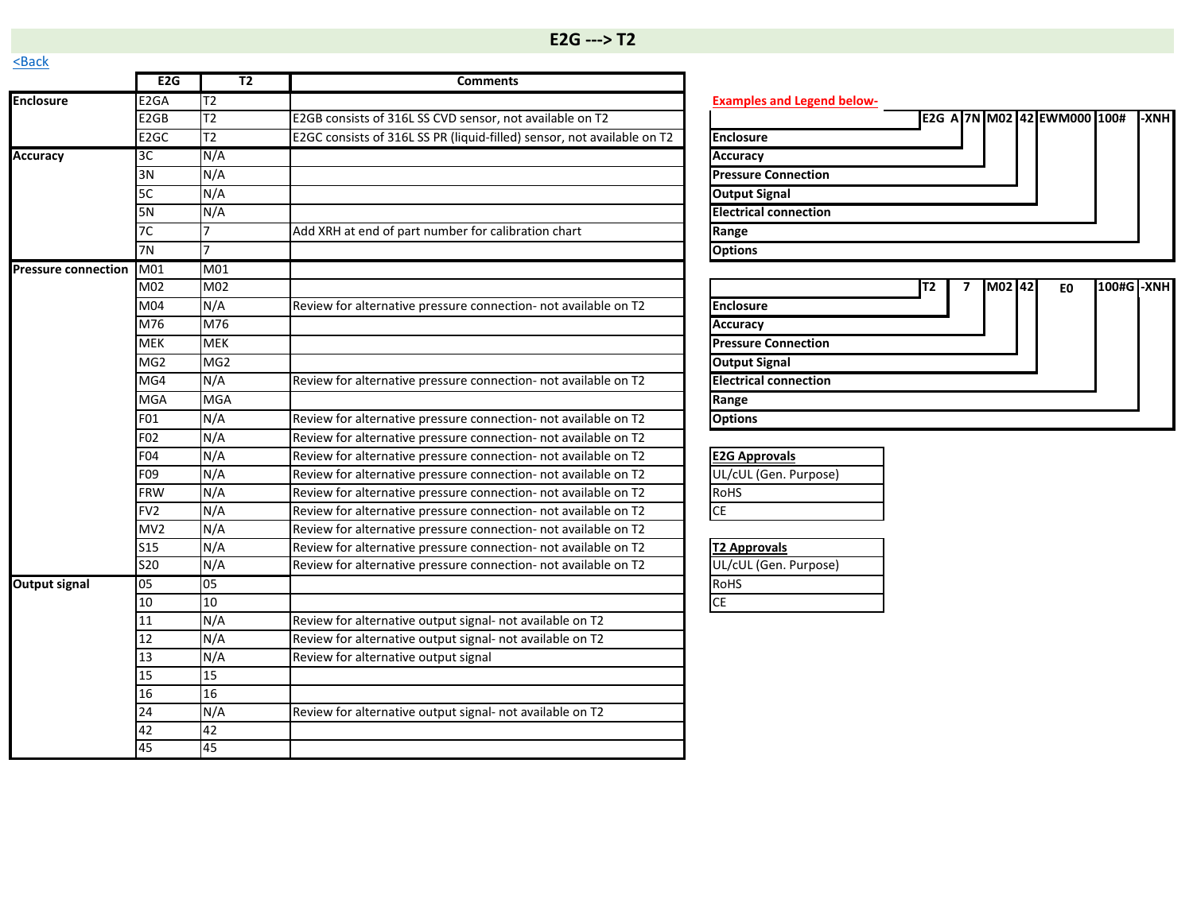# E2G ---> T2

<Back

| | E2G | T2 | Comments |
|---|---|---|---|
| **Enclosure** | E2GA | T2 | |
| | E2GB | T2 | E2GB consists of 316L SS CVD sensor, not available on T2 |
| | E2GC | T2 | E2GC consists of 316L SS PR (liquid-filled) sensor, not available on T2 |
| **Accuracy** | 3C | N/A | |
| | 3N | N/A | |
| | 5C | N/A | |
| | 5N | N/A | |
| | 7C | 7 | Add XRH at end of part number for calibration chart |
| | 7N | 7 | |
| **Pressure connection** | M01 | M01 | |
| | M02 | M02 | |
| | M04 | N/A | Review for alternative pressure connection- not available on T2 |
| | M76 | M76 | |
| | MEK | MEK | |
| | MG2 | MG2 | |
| | MG4 | N/A | Review for alternative pressure connection- not available on T2 |
| | MGA | MGA | |
| | F01 | N/A | Review for alternative pressure connection- not available on T2 |
| | F02 | N/A | Review for alternative pressure connection- not available on T2 |
| | F04 | N/A | Review for alternative pressure connection- not available on T2 |
| | F09 | N/A | Review for alternative pressure connection- not available on T2 |
| | FRW | N/A | Review for alternative pressure connection- not available on T2 |
| | FV2 | N/A | Review for alternative pressure connection- not available on T2 |
| | MV2 | N/A | Review for alternative pressure connection- not available on T2 |
| | S15 | N/A | Review for alternative pressure connection- not available on T2 |
| | S20 | N/A | Review for alternative pressure connection- not available on T2 |
| **Output signal** | 05 | 05 | |
| | 10 | 10 | |
| | 11 | N/A | Review for alternative output signal- not available on T2 |
| | 12 | N/A | Review for alternative output signal- not available on T2 |
| | 13 | N/A | Review for alternative output signal |
| | 15 | 15 | |
| | 16 | 16 | |
| | 24 | N/A | Review for alternative output signal- not available on T2 |
| | 42 | 42 | |
| | 45 | 45 | |

**Examples and Legend below-**

| E2G A | 7N | M02 | 42 | EWM000 | 100# | -XNH |
|---|---|---|---|---|---|---|
| Enclosure | Accuracy | Pressure Connection | Output Signal | Electrical connection | Range | Options |

| T2 | 7 | M02 | 42 | E0 | 100#G | -XNH |
|---|---|---|---|---|---|---|
| Enclosure | Accuracy | Pressure Connection | Output Signal | Electrical connection | Range | Options |

| E2G Approvals |
|---|
| UL/cUL (Gen. Purpose) |
| RoHS |
| CE |

| T2 Approvals |
|---|
| UL/cUL (Gen. Purpose) |
| RoHS |
| CE |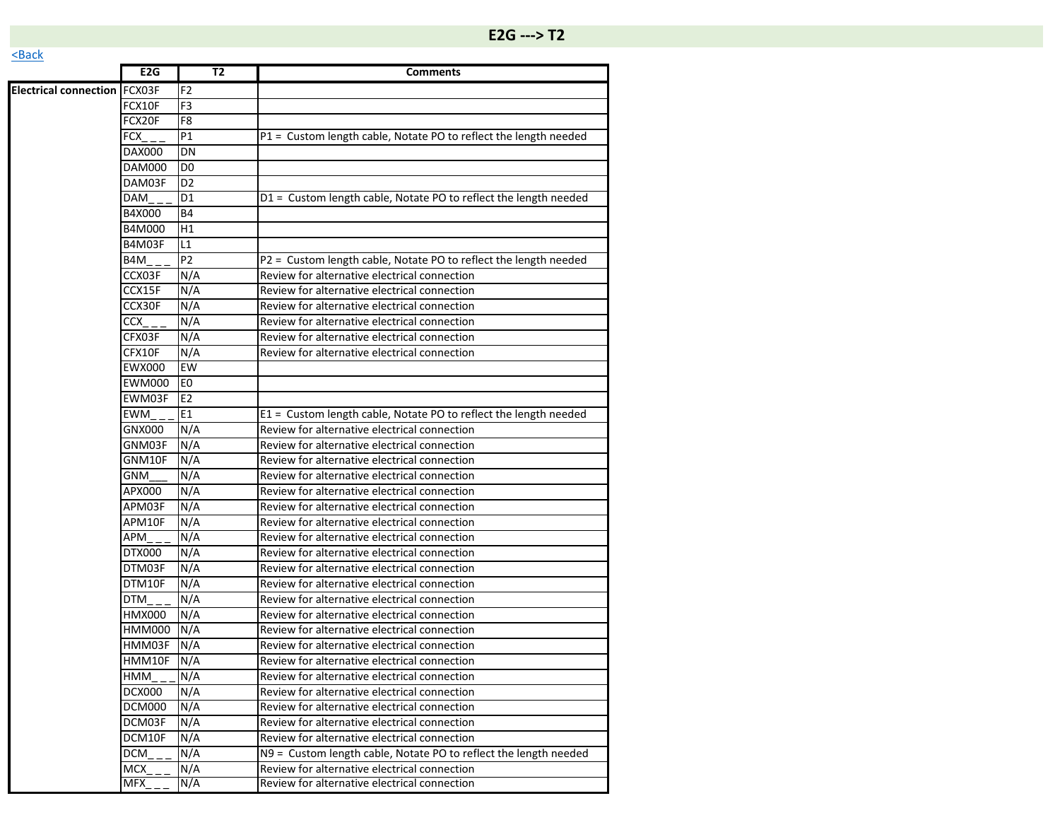# E2G ---> T2

<Back

| | E2G | T2 | Comments |
|---|---|---|---|
| **Electrical connection** | FCX03F | F2 | |
| | FCX10F | F3 | |
| | FCX20F | F8 | |
| | FCX_ _ _ | P1 | P1 = Custom length cable, Notate PO to reflect the length needed |
| | DAX000 | DN | |
| | DAM000 | D0 | |
| | DAM03F | D2 | |
| | DAM_ _ _ | D1 | D1 = Custom length cable, Notate PO to reflect the length needed |
| | B4X000 | B4 | |
| | B4M000 | H1 | |
| | B4M03F | L1 | |
| | B4M_ _ _ | P2 | P2 = Custom length cable, Notate PO to reflect the length needed |
| | CCX03F | N/A | Review for alternative electrical connection |
| | CCX15F | N/A | Review for alternative electrical connection |
| | CCX30F | N/A | Review for alternative electrical connection |
| | CCX_ _ _ | N/A | Review for alternative electrical connection |
| | CFX03F | N/A | Review for alternative electrical connection |
| | CFX10F | N/A | Review for alternative electrical connection |
| | EWX000 | EW | |
| | EWM000 | E0 | |
| | EWM03F | E2 | |
| | EWM_ _ _ | E1 | E1 = Custom length cable, Notate PO to reflect the length needed |
| | GNX000 | N/A | Review for alternative electrical connection |
| | GNM03F | N/A | Review for alternative electrical connection |
| | GNM10F | N/A | Review for alternative electrical connection |
| | GNM___ | N/A | Review for alternative electrical connection |
| | APX000 | N/A | Review for alternative electrical connection |
| | APM03F | N/A | Review for alternative electrical connection |
| | APM10F | N/A | Review for alternative electrical connection |
| | APM_ _ _ | N/A | Review for alternative electrical connection |
| | DTX000 | N/A | Review for alternative electrical connection |
| | DTM03F | N/A | Review for alternative electrical connection |
| | DTM10F | N/A | Review for alternative electrical connection |
| | DTM_ _ _ | N/A | Review for alternative electrical connection |
| | HMX000 | N/A | Review for alternative electrical connection |
| | HMM000 | N/A | Review for alternative electrical connection |
| | HMM03F | N/A | Review for alternative electrical connection |
| | HMM10F | N/A | Review for alternative electrical connection |
| | HMM_ _ _ | N/A | Review for alternative electrical connection |
| | DCX000 | N/A | Review for alternative electrical connection |
| | DCM000 | N/A | Review for alternative electrical connection |
| | DCM03F | N/A | Review for alternative electrical connection |
| | DCM10F | N/A | Review for alternative electrical connection |
| | DCM_ _ _ | N/A | N9 = Custom length cable, Notate PO to reflect the length needed |
| | MCX_ _ _ | N/A | Review for alternative electrical connection |
| | MFX_ _ _ | N/A | Review for alternative electrical connection |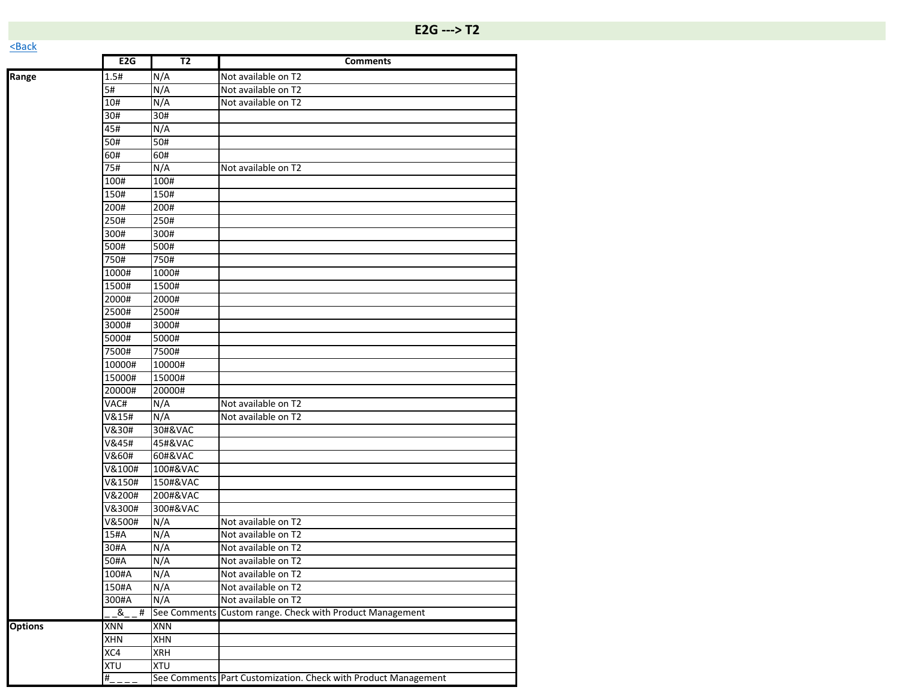# E2G ---> T2

<Back

| | E2G | T2 | Comments |
|---|---|---|---|
| **Range** | 1.5# | N/A | Not available on T2 |
| | 5# | N/A | Not available on T2 |
| | 10# | N/A | Not available on T2 |
| | 30# | 30# | |
| | 45# | N/A | |
| | 50# | 50# | |
| | 60# | 60# | |
| | 75# | N/A | Not available on T2 |
| | 100# | 100# | |
| | 150# | 150# | |
| | 200# | 200# | |
| | 250# | 250# | |
| | 300# | 300# | |
| | 500# | 500# | |
| | 750# | 750# | |
| | 1000# | 1000# | |
| | 1500# | 1500# | |
| | 2000# | 2000# | |
| | 2500# | 2500# | |
| | 3000# | 3000# | |
| | 5000# | 5000# | |
| | 7500# | 7500# | |
| | 10000# | 10000# | |
| | 15000# | 15000# | |
| | 20000# | 20000# | |
| | VAC# | N/A | Not available on T2 |
| | V&15# | N/A | Not available on T2 |
| | V&30# | 30#&VAC | |
| | V&45# | 45#&VAC | |
| | V&60# | 60#&VAC | |
| | V&100# | 100#&VAC | |
| | V&150# | 150#&VAC | |
| | V&200# | 200#&VAC | |
| | V&300# | 300#&VAC | |
| | V&500# | N/A | Not available on T2 |
| | 15#A | N/A | Not available on T2 |
| | 30#A | N/A | Not available on T2 |
| | 50#A | N/A | Not available on T2 |
| | 100#A | N/A | Not available on T2 |
| | 150#A | N/A | Not available on T2 |
| | 300#A | N/A | Not available on T2 |
| | _ _&_ _ # | See Comments | Custom range. Check with Product Management |
| **Options** | XNN | XNN | |
| | XHN | XHN | |
| | XC4 | XRH | |
| | XTU | XTU | |
| | #_ _ _ _ | See Comments | Part Customization. Check with Product Management |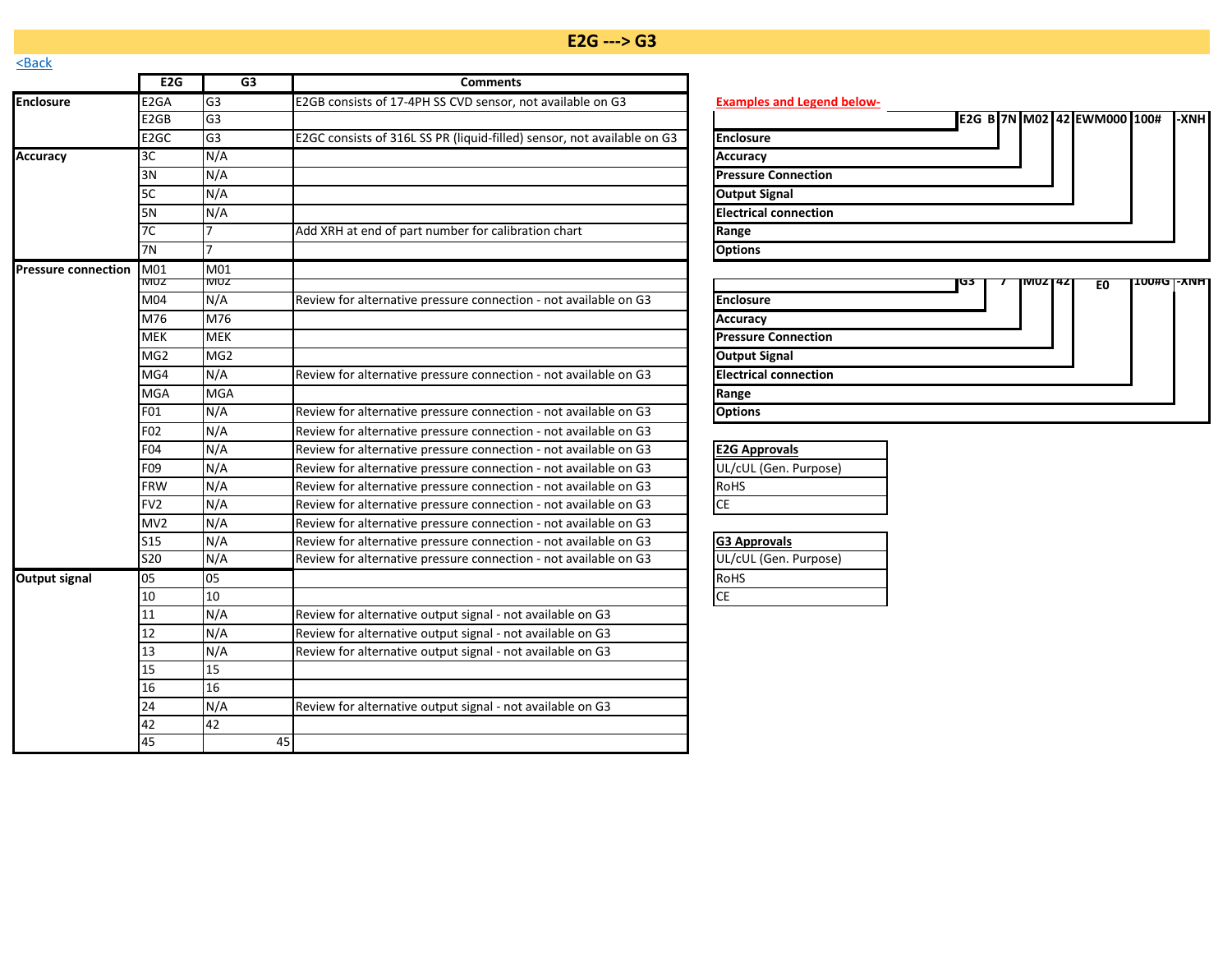# E2G ---> G3

<Back

| | E2G | G3 | Comments |
|---|---|---|---|
| **Enclosure** | E2GA | G3 | E2GB consists of 17-4PH SS CVD sensor, not available on G3 |
| | E2GB | G3 | |
| | E2GC | G3 | E2GC consists of 316L SS PR (liquid-filled) sensor, not available on G3 |
| **Accuracy** | 3C | N/A | |
| | 3N | N/A | |
| | 5C | N/A | |
| | 5N | N/A | |
| | 7C | 7 | Add XRH at end of part number for calibration chart |
| | 7N | 7 | |
| **Pressure connection** | M01 | M01 | |
| | M02 | M02 | |
| | M04 | N/A | Review for alternative pressure connection - not available on G3 |
| | M76 | M76 | |
| | MEK | MEK | |
| | MG2 | MG2 | |
| | MG4 | N/A | Review for alternative pressure connection - not available on G3 |
| | MGA | MGA | |
| | F01 | N/A | Review for alternative pressure connection - not available on G3 |
| | F02 | N/A | Review for alternative pressure connection - not available on G3 |
| | F04 | N/A | Review for alternative pressure connection - not available on G3 |
| | F09 | N/A | Review for alternative pressure connection - not available on G3 |
| | FRW | N/A | Review for alternative pressure connection - not available on G3 |
| | FV2 | N/A | Review for alternative pressure connection - not available on G3 |
| | MV2 | N/A | Review for alternative pressure connection - not available on G3 |
| | S15 | N/A | Review for alternative pressure connection - not available on G3 |
| | S20 | N/A | Review for alternative pressure connection - not available on G3 |
| **Output signal** | 05 | 05 | |
| | 10 | 10 | |
| | 11 | N/A | Review for alternative output signal - not available on G3 |
| | 12 | N/A | Review for alternative output signal - not available on G3 |
| | 13 | N/A | Review for alternative output signal - not available on G3 |
| | 15 | 15 | |
| | 16 | 16 | |
| | 24 | N/A | Review for alternative output signal - not available on G3 |
| | 42 | 42 | |
| | 45 | 45 | |

**Examples and Legend below-**

**E2G B 7N M02 42 EWM000 100# -XNH**

- Enclosure
- Accuracy
- Pressure Connection
- Output Signal
- Electrical connection
- Range
- Options

**G3 7 M02 42 E0 100#G -XNH**

- Enclosure
- Accuracy
- Pressure Connection
- Output Signal
- Electrical connection
- Range
- Options

| E2G Approvals |
|---|
| UL/cUL (Gen. Purpose) |
| RoHS |
| CE |

| G3 Approvals |
|---|
| UL/cUL (Gen. Purpose) |
| RoHS |
| CE |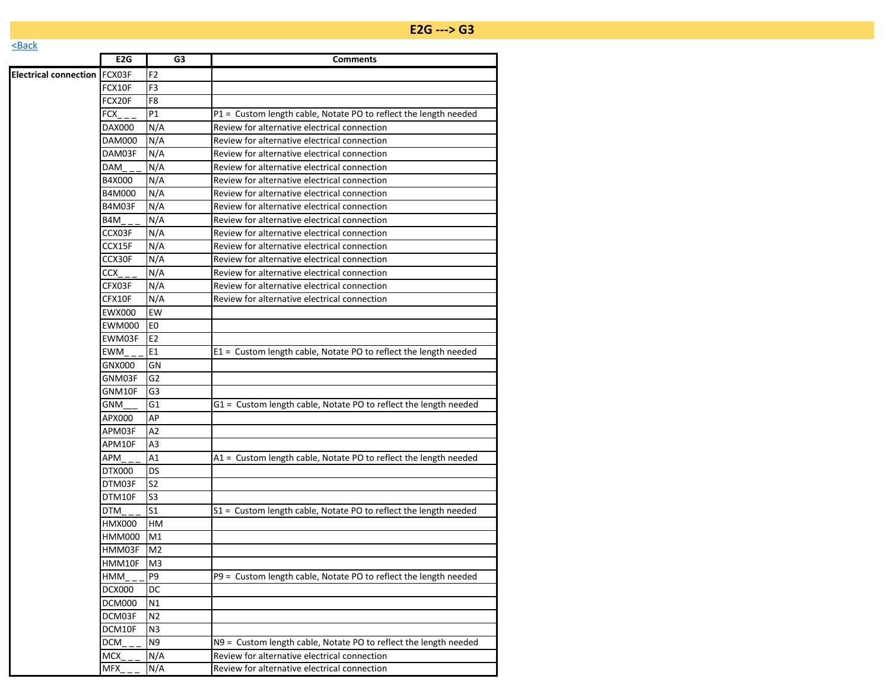# E2G ---> G3

<Back

| | E2G | G3 | Comments |
|---|---|---|---|
| **Electrical connection** | FCX03F | F2 | |
| | FCX10F | F3 | |
| | FCX20F | F8 | |
| | FCX_ _ _ | P1 | P1 = Custom length cable, Notate PO to reflect the length needed |
| | DAX000 | N/A | Review for alternative electrical connection |
| | DAM000 | N/A | Review for alternative electrical connection |
| | DAM03F | N/A | Review for alternative electrical connection |
| | DAM_ _ _ | N/A | Review for alternative electrical connection |
| | B4X000 | N/A | Review for alternative electrical connection |
| | B4M000 | N/A | Review for alternative electrical connection |
| | B4M03F | N/A | Review for alternative electrical connection |
| | B4M_ _ _ | N/A | Review for alternative electrical connection |
| | CCX03F | N/A | Review for alternative electrical connection |
| | CCX15F | N/A | Review for alternative electrical connection |
| | CCX30F | N/A | Review for alternative electrical connection |
| | CCX_ _ _ | N/A | Review for alternative electrical connection |
| | CFX03F | N/A | Review for alternative electrical connection |
| | CFX10F | N/A | Review for alternative electrical connection |
| | EWX000 | EW | |
| | EWM000 | E0 | |
| | EWM03F | E2 | |
| | EWM_ _ _ | E1 | E1 = Custom length cable, Notate PO to reflect the length needed |
| | GNX000 | GN | |
| | GNM03F | G2 | |
| | GNM10F | G3 | |
| | GNM___ | G1 | G1 = Custom length cable, Notate PO to reflect the length needed |
| | APX000 | AP | |
| | APM03F | A2 | |
| | APM10F | A3 | |
| | APM_ _ _ | A1 | A1 = Custom length cable, Notate PO to reflect the length needed |
| | DTX000 | DS | |
| | DTM03F | S2 | |
| | DTM10F | S3 | |
| | DTM_ _ _ | S1 | S1 = Custom length cable, Notate PO to reflect the length needed |
| | HMX000 | HM | |
| | HMM000 | M1 | |
| | HMM03F | M2 | |
| | HMM10F | M3 | |
| | HMM_ _ _ | P9 | P9 = Custom length cable, Notate PO to reflect the length needed |
| | DCX000 | DC | |
| | DCM000 | N1 | |
| | DCM03F | N2 | |
| | DCM10F | N3 | |
| | DCM_ _ _ | N9 | N9 = Custom length cable, Notate PO to reflect the length needed |
| | MCX_ _ _ | N/A | Review for alternative electrical connection |
| | MFX_ _ _ | N/A | Review for alternative electrical connection |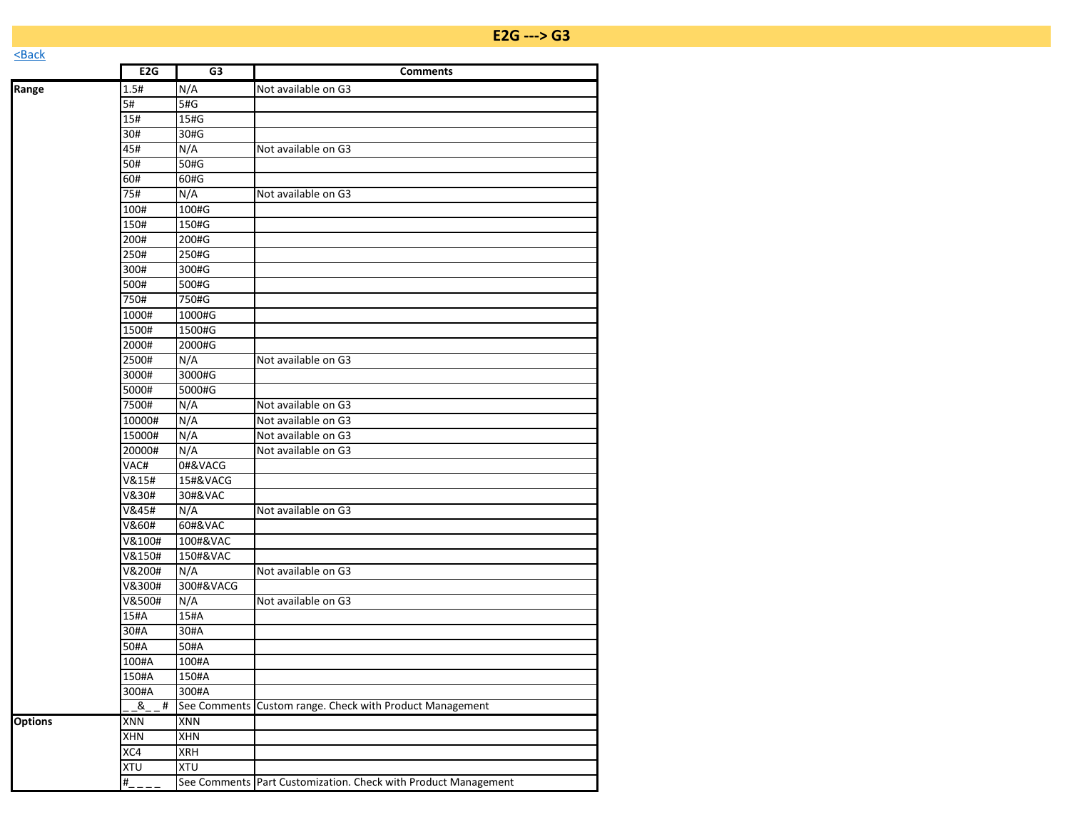# E2G ---> G3

<Back

| | E2G | G3 | Comments |
|---|---|---|---|
| **Range** | 1.5# | N/A | Not available on G3 |
| | 5# | 5#G | |
| | 15# | 15#G | |
| | 30# | 30#G | |
| | 45# | N/A | Not available on G3 |
| | 50# | 50#G | |
| | 60# | 60#G | |
| | 75# | N/A | Not available on G3 |
| | 100# | 100#G | |
| | 150# | 150#G | |
| | 200# | 200#G | |
| | 250# | 250#G | |
| | 300# | 300#G | |
| | 500# | 500#G | |
| | 750# | 750#G | |
| | 1000# | 1000#G | |
| | 1500# | 1500#G | |
| | 2000# | 2000#G | |
| | 2500# | N/A | Not available on G3 |
| | 3000# | 3000#G | |
| | 5000# | 5000#G | |
| | 7500# | N/A | Not available on G3 |
| | 10000# | N/A | Not available on G3 |
| | 15000# | N/A | Not available on G3 |
| | 20000# | N/A | Not available on G3 |
| | VAC# | 0#&VACG | |
| | V&15# | 15#&VACG | |
| | V&30# | 30#&VAC | |
| | V&45# | N/A | Not available on G3 |
| | V&60# | 60#&VAC | |
| | V&100# | 100#&VAC | |
| | V&150# | 150#&VAC | |
| | V&200# | N/A | Not available on G3 |
| | V&300# | 300#&VACG | |
| | V&500# | N/A | Not available on G3 |
| | 15#A | 15#A | |
| | 30#A | 30#A | |
| | 50#A | 50#A | |
| | 100#A | 100#A | |
| | 150#A | 150#A | |
| | 300#A | 300#A | |
| | _ _&_ _# | See Comments | Custom range. Check with Product Management |
| **Options** | XNN | XNN | |
| | XHN | XHN | |
| | XC4 | XRH | |
| | XTU | XTU | |
| | #_ _ _ _ | See Comments | Part Customization. Check with Product Management |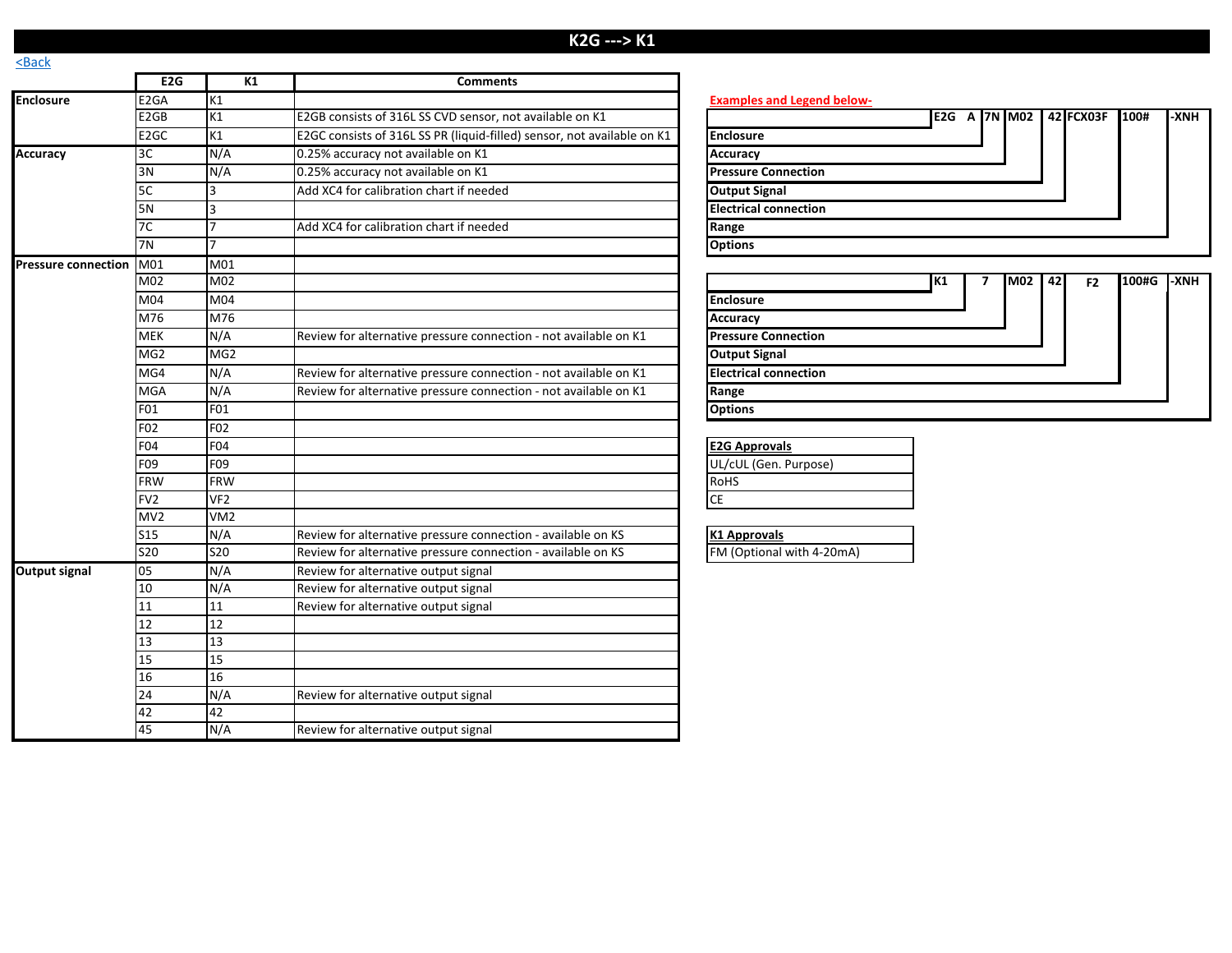# K2G ---> K1

<Back

| | E2G | K1 | Comments |
|---|---|---|---|
| **Enclosure** | E2GA | K1 | |
| | E2GB | K1 | E2GB consists of 316L SS CVD sensor, not available on K1 |
| | E2GC | K1 | E2GC consists of 316L SS PR (liquid-filled) sensor, not available on K1 |
| **Accuracy** | 3C | N/A | 0.25% accuracy not available on K1 |
| | 3N | N/A | 0.25% accuracy not available on K1 |
| | 5C | 3 | Add XC4 for calibration chart if needed |
| | 5N | 3 | |
| | 7C | 7 | Add XC4 for calibration chart if needed |
| | 7N | 7 | |
| **Pressure connection** | M01 | M01 | |
| | M02 | M02 | |
| | M04 | M04 | |
| | M76 | M76 | |
| | MEK | N/A | Review for alternative pressure connection - not available on K1 |
| | MG2 | MG2 | |
| | MG4 | N/A | Review for alternative pressure connection - not available on K1 |
| | MGA | N/A | Review for alternative pressure connection - not available on K1 |
| | F01 | F01 | |
| | F02 | F02 | |
| | F04 | F04 | |
| | F09 | F09 | |
| | FRW | FRW | |
| | FV2 | VF2 | |
| | MV2 | VM2 | |
| | S15 | N/A | Review for alternative pressure connection - available on KS |
| | S20 | S20 | Review for alternative pressure connection - available on KS |
| **Output signal** | 05 | N/A | Review for alternative output signal |
| | 10 | N/A | Review for alternative output signal |
| | 11 | 11 | Review for alternative output signal |
| | 12 | 12 | |
| | 13 | 13 | |
| | 15 | 15 | |
| | 16 | 16 | |
| | 24 | N/A | Review for alternative output signal |
| | 42 | 42 | |
| | 45 | N/A | Review for alternative output signal |

**Examples and Legend below-**

| E2G | A | 7N | M02 | 42 | FCX03F | 100# | -XNH |
|---|---|---|---|---|---|---|---|
| Enclosure | | | | | | | |
| | Accuracy | | | | | | |
| | | Pressure Connection | | | | | |
| | | | Output Signal | | | | |
| | | | | Electrical connection | | | |
| | | | | | Range | | |
| | | | | | | Options | |

| K1 | 7 | M02 | 42 | F2 | 100#G | -XNH |
|---|---|---|---|---|---|---|
| Enclosure | | | | | | |
| | Accuracy | | | | | |
| | | Pressure Connection | | | | |
| | | | Output Signal | | | |
| | | | | Electrical connection | | |
| | | | | | Range | |
| | | | | | | Options |

| E2G Approvals |
|---|
| UL/cUL (Gen. Purpose) |
| RoHS |
| CE |

| K1 Approvals |
|---|
| FM (Optional with 4-20mA) |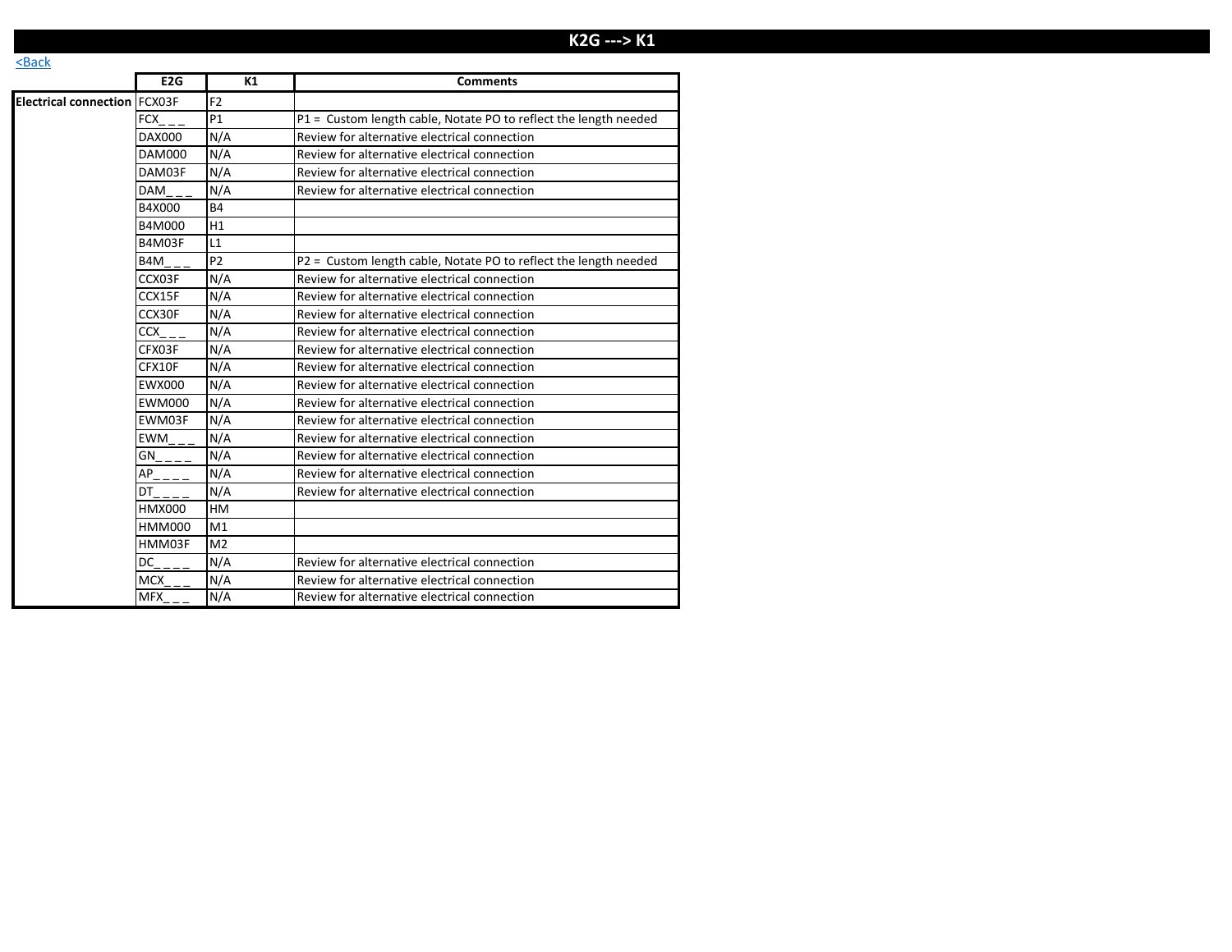# K2G ---> K1

<Back

| | E2G | K1 | Comments |
|---|---|---|---|
| **Electrical connection** | FCX03F | F2 | |
| | FCX_ _ _ | P1 | P1 = Custom length cable, Notate PO to reflect the length needed |
| | DAX000 | N/A | Review for alternative electrical connection |
| | DAM000 | N/A | Review for alternative electrical connection |
| | DAM03F | N/A | Review for alternative electrical connection |
| | DAM_ _ _ | N/A | Review for alternative electrical connection |
| | B4X000 | B4 | |
| | B4M000 | H1 | |
| | B4M03F | L1 | |
| | B4M_ _ _ | P2 | P2 = Custom length cable, Notate PO to reflect the length needed |
| | CCX03F | N/A | Review for alternative electrical connection |
| | CCX15F | N/A | Review for alternative electrical connection |
| | CCX30F | N/A | Review for alternative electrical connection |
| | CCX_ _ _ | N/A | Review for alternative electrical connection |
| | CFX03F | N/A | Review for alternative electrical connection |
| | CFX10F | N/A | Review for alternative electrical connection |
| | EWX000 | N/A | Review for alternative electrical connection |
| | EWM000 | N/A | Review for alternative electrical connection |
| | EWM03F | N/A | Review for alternative electrical connection |
| | EWM_ _ _ | N/A | Review for alternative electrical connection |
| | GN_ _ _ _ | N/A | Review for alternative electrical connection |
| | AP_ _ _ _ | N/A | Review for alternative electrical connection |
| | DT_ _ _ _ | N/A | Review for alternative electrical connection |
| | HMX000 | HM | |
| | HMM000 | M1 | |
| | HMM03F | M2 | |
| | DC_ _ _ _ | N/A | Review for alternative electrical connection |
| | MCX_ _ _ | N/A | Review for alternative electrical connection |
| | MFX_ _ _ | N/A | Review for alternative electrical connection |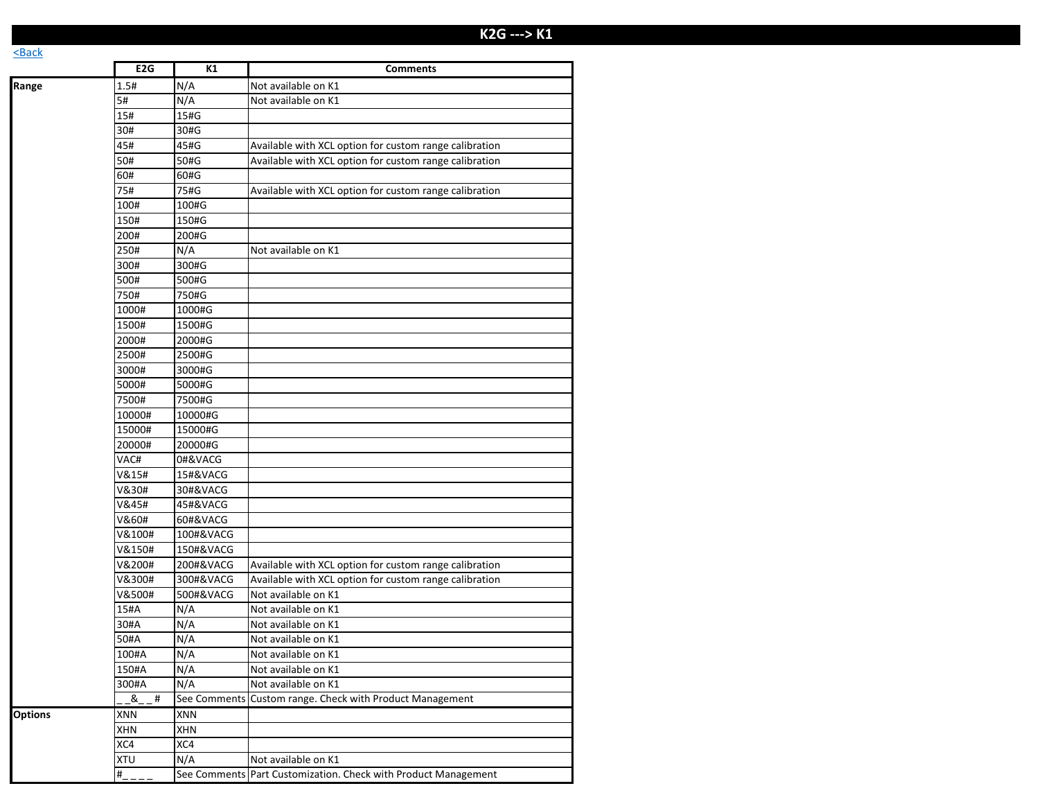# K2G ---> K1

<Back

| | E2G | K1 | Comments |
|---|---|---|---|
| Range | 1.5# | N/A | Not available on K1 |
| | 5# | N/A | Not available on K1 |
| | 15# | 15#G | |
| | 30# | 30#G | |
| | 45# | 45#G | Available with XCL option for custom range calibration |
| | 50# | 50#G | Available with XCL option for custom range calibration |
| | 60# | 60#G | |
| | 75# | 75#G | Available with XCL option for custom range calibration |
| | 100# | 100#G | |
| | 150# | 150#G | |
| | 200# | 200#G | |
| | 250# | N/A | Not available on K1 |
| | 300# | 300#G | |
| | 500# | 500#G | |
| | 750# | 750#G | |
| | 1000# | 1000#G | |
| | 1500# | 1500#G | |
| | 2000# | 2000#G | |
| | 2500# | 2500#G | |
| | 3000# | 3000#G | |
| | 5000# | 5000#G | |
| | 7500# | 7500#G | |
| | 10000# | 10000#G | |
| | 15000# | 15000#G | |
| | 20000# | 20000#G | |
| | VAC# | 0#&VACG | |
| | V&15# | 15#&VACG | |
| | V&30# | 30#&VACG | |
| | V&45# | 45#&VACG | |
| | V&60# | 60#&VACG | |
| | V&100# | 100#&VACG | |
| | V&150# | 150#&VACG | |
| | V&200# | 200#&VACG | Available with XCL option for custom range calibration |
| | V&300# | 300#&VACG | Available with XCL option for custom range calibration |
| | V&500# | 500#&VACG | Not available on K1 |
| | 15#A | N/A | Not available on K1 |
| | 30#A | N/A | Not available on K1 |
| | 50#A | N/A | Not available on K1 |
| | 100#A | N/A | Not available on K1 |
| | 150#A | N/A | Not available on K1 |
| | 300#A | N/A | Not available on K1 |
| | _ _&_ _# | See Comments | Custom range. Check with Product Management |
| Options | XNN | XNN | |
| | XHN | XHN | |
| | XC4 | XC4 | |
| | XTU | N/A | Not available on K1 |
| | #_ _ _ _ | See Comments | Part Customization. Check with Product Management |